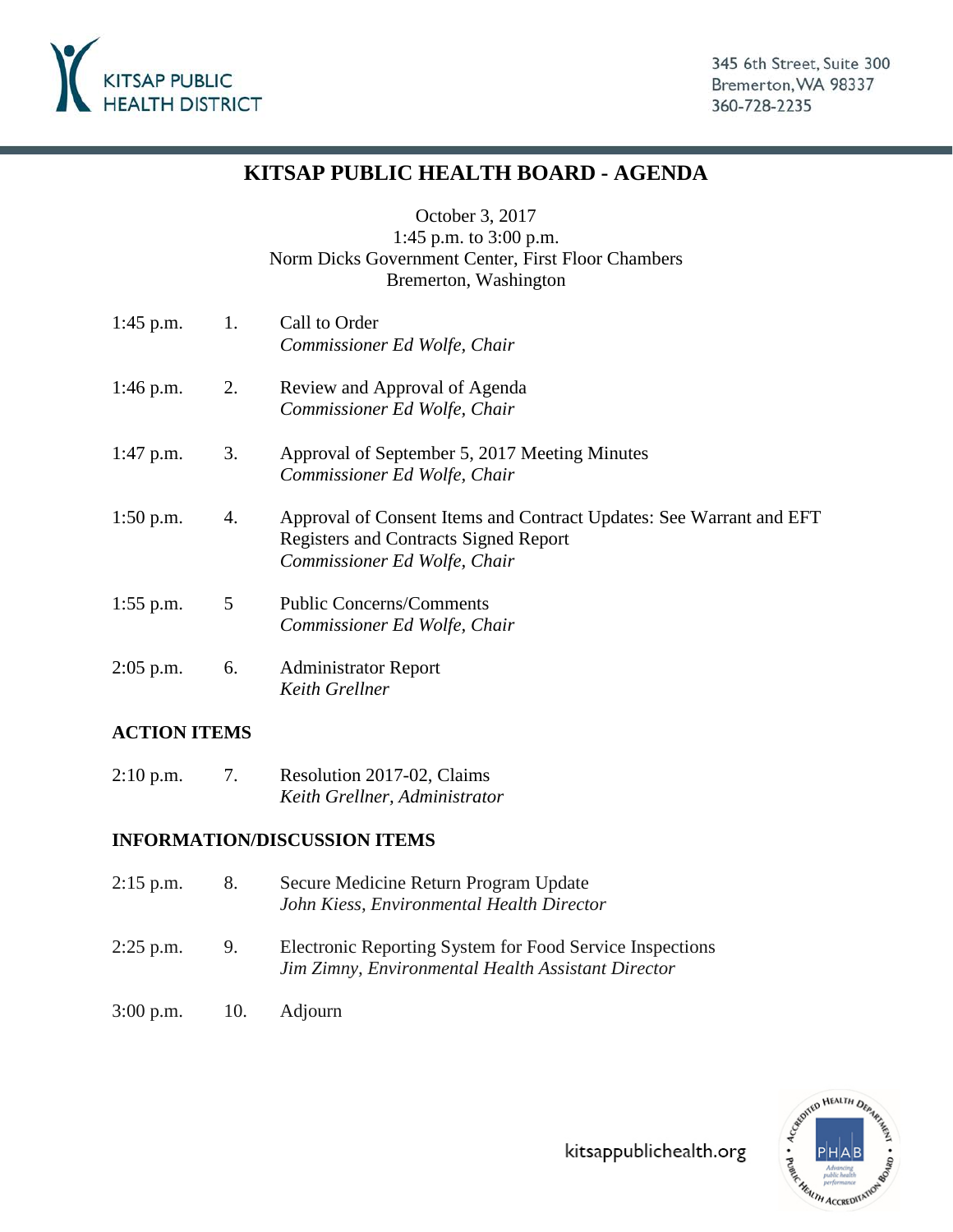KITSAP PUBLIC HEALTH DISTRICT

345 6th Street, Suite 300
Bremerton, WA 98337
360-728-2235

# KITSAP PUBLIC HEALTH BOARD - AGENDA

October 3, 2017
1:45 p.m. to 3:00 p.m.
Norm Dicks Government Center, First Floor Chambers
Bremerton, Washington

| | | |
|---|---|---|
| 1:45 p.m. | 1. | Call to Order<br>*Commissioner Ed Wolfe, Chair* |
| 1:46 p.m. | 2. | Review and Approval of Agenda<br>*Commissioner Ed Wolfe, Chair* |
| 1:47 p.m. | 3. | Approval of September 5, 2017 Meeting Minutes<br>*Commissioner Ed Wolfe, Chair* |
| 1:50 p.m. | 4. | Approval of Consent Items and Contract Updates: See Warrant and EFT Registers and Contracts Signed Report<br>*Commissioner Ed Wolfe, Chair* |
| 1:55 p.m. | 5 | Public Concerns/Comments<br>*Commissioner Ed Wolfe, Chair* |
| 2:05 p.m. | 6. | Administrator Report<br>*Keith Grellner* |

**ACTION ITEMS**

| | | |
|---|---|---|
| 2:10 p.m. | 7. | Resolution 2017-02, Claims<br>*Keith Grellner, Administrator* |

**INFORMATION/DISCUSSION ITEMS**

| | | |
|---|---|---|
| 2:15 p.m. | 8. | Secure Medicine Return Program Update<br>*John Kiess, Environmental Health Director* |
| 2:25 p.m. | 9. | Electronic Reporting System for Food Service Inspections<br>*Jim Zimny, Environmental Health Assistant Director* |
| 3:00 p.m. | 10. | Adjourn |

kitsappublichealth.org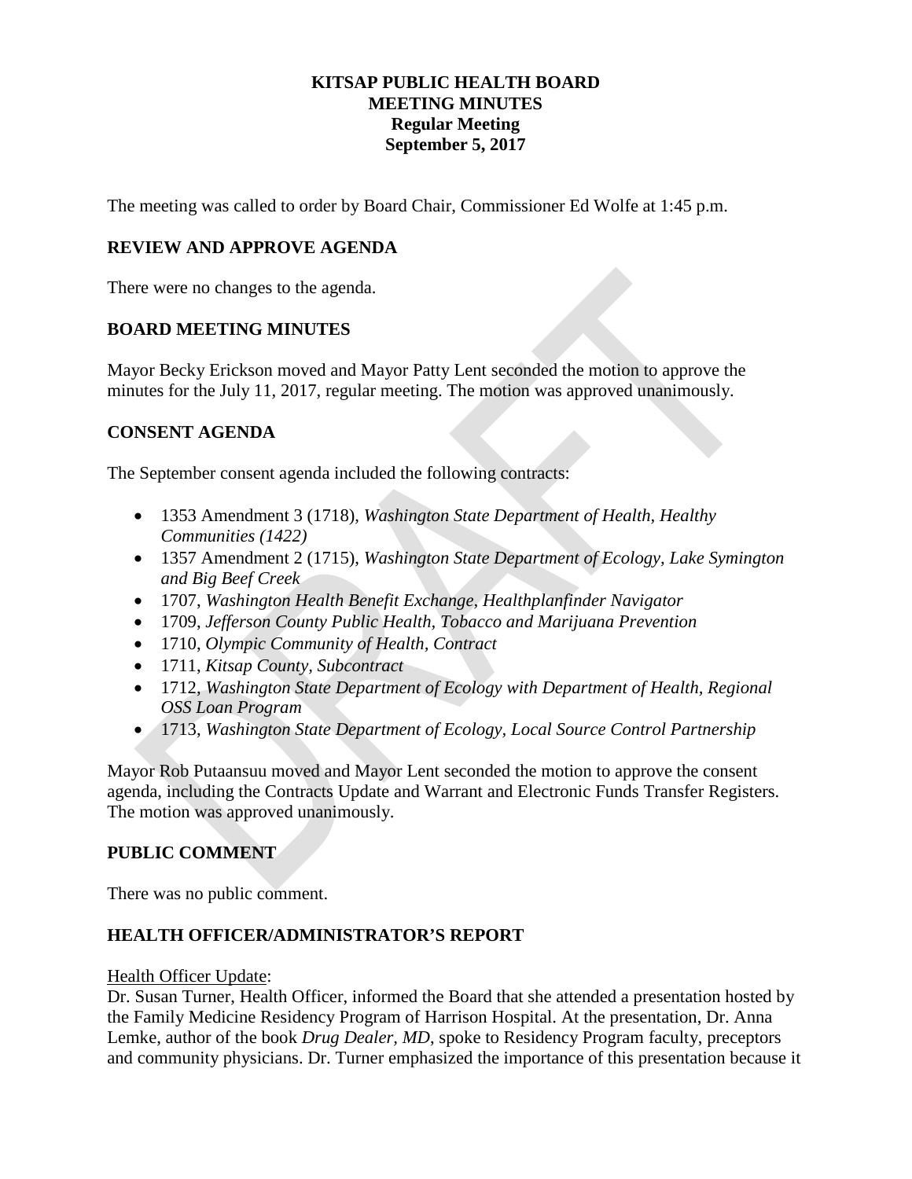**KITSAP PUBLIC HEALTH BOARD**
**MEETING MINUTES**
**Regular Meeting**
**September 5, 2017**

The meeting was called to order by Board Chair, Commissioner Ed Wolfe at 1:45 p.m.

## REVIEW AND APPROVE AGENDA

There were no changes to the agenda.

## BOARD MEETING MINUTES

Mayor Becky Erickson moved and Mayor Patty Lent seconded the motion to approve the minutes for the July 11, 2017, regular meeting. The motion was approved unanimously.

## CONSENT AGENDA

The September consent agenda included the following contracts:

- 1353 Amendment 3 (1718), *Washington State Department of Health, Healthy Communities (1422)*
- 1357 Amendment 2 (1715), *Washington State Department of Ecology, Lake Symington and Big Beef Creek*
- 1707, *Washington Health Benefit Exchange, Healthplanfinder Navigator*
- 1709, *Jefferson County Public Health, Tobacco and Marijuana Prevention*
- 1710, *Olympic Community of Health, Contract*
- 1711, *Kitsap County, Subcontract*
- 1712, *Washington State Department of Ecology with Department of Health, Regional OSS Loan Program*
- 1713, *Washington State Department of Ecology, Local Source Control Partnership*

Mayor Rob Putaansuu moved and Mayor Lent seconded the motion to approve the consent agenda, including the Contracts Update and Warrant and Electronic Funds Transfer Registers. The motion was approved unanimously.

## PUBLIC COMMENT

There was no public comment.

## HEALTH OFFICER/ADMINISTRATOR'S REPORT

Health Officer Update:
Dr. Susan Turner, Health Officer, informed the Board that she attended a presentation hosted by the Family Medicine Residency Program of Harrison Hospital. At the presentation, Dr. Anna Lemke, author of the book *Drug Dealer, MD*, spoke to Residency Program faculty, preceptors and community physicians. Dr. Turner emphasized the importance of this presentation because it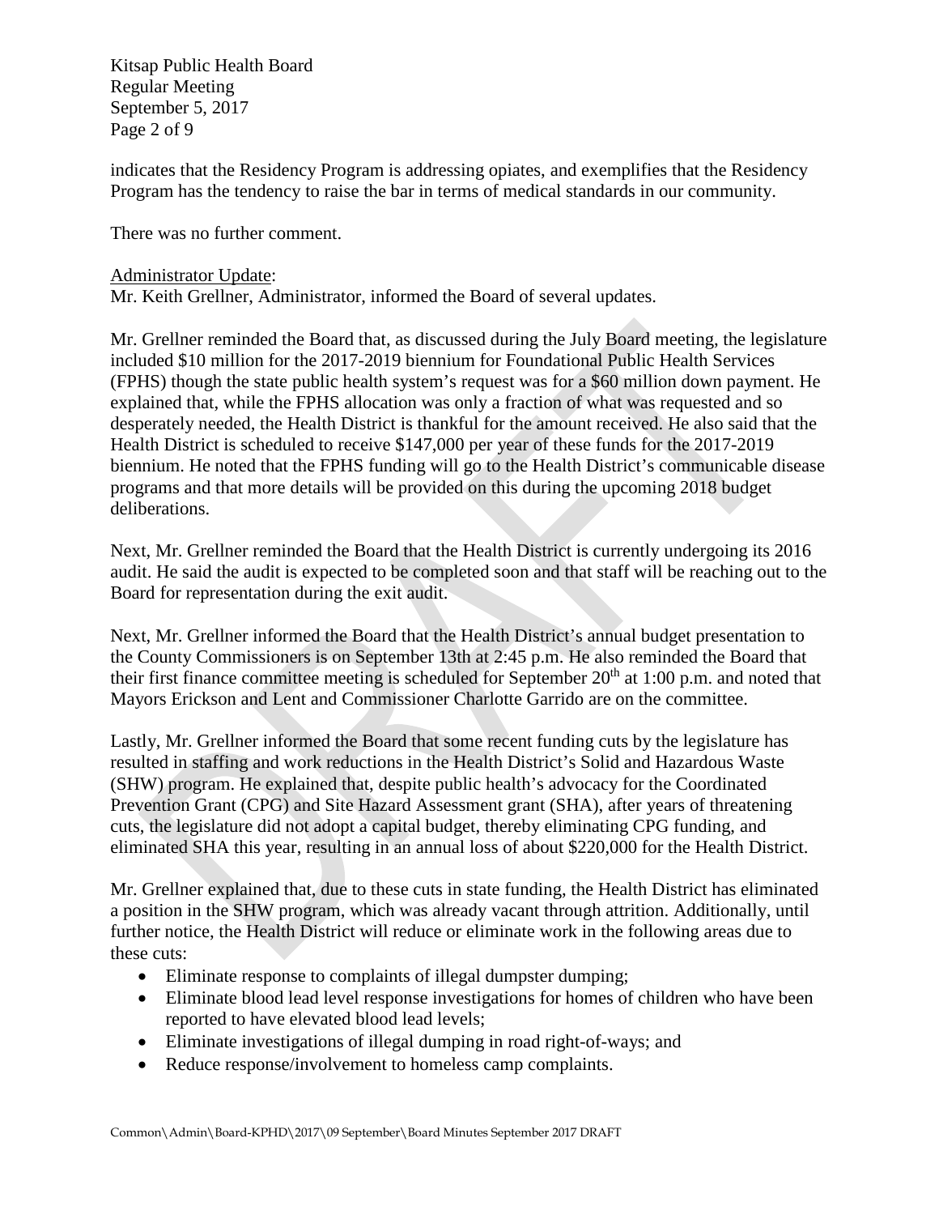indicates that the Residency Program is addressing opiates, and exemplifies that the Residency Program has the tendency to raise the bar in terms of medical standards in our community.

There was no further comment.

Administrator Update:

Mr. Keith Grellner, Administrator, informed the Board of several updates.

Mr. Grellner reminded the Board that, as discussed during the July Board meeting, the legislature included $10 million for the 2017-2019 biennium for Foundational Public Health Services (FPHS) though the state public health system's request was for a $60 million down payment. He explained that, while the FPHS allocation was only a fraction of what was requested and so desperately needed, the Health District is thankful for the amount received. He also said that the Health District is scheduled to receive $147,000 per year of these funds for the 2017-2019 biennium. He noted that the FPHS funding will go to the Health District's communicable disease programs and that more details will be provided on this during the upcoming 2018 budget deliberations.

Next, Mr. Grellner reminded the Board that the Health District is currently undergoing its 2016 audit. He said the audit is expected to be completed soon and that staff will be reaching out to the Board for representation during the exit audit.

Next, Mr. Grellner informed the Board that the Health District's annual budget presentation to the County Commissioners is on September 13th at 2:45 p.m. He also reminded the Board that their first finance committee meeting is scheduled for September 20th at 1:00 p.m. and noted that Mayors Erickson and Lent and Commissioner Charlotte Garrido are on the committee.

Lastly, Mr. Grellner informed the Board that some recent funding cuts by the legislature has resulted in staffing and work reductions in the Health District's Solid and Hazardous Waste (SHW) program. He explained that, despite public health's advocacy for the Coordinated Prevention Grant (CPG) and Site Hazard Assessment grant (SHA), after years of threatening cuts, the legislature did not adopt a capital budget, thereby eliminating CPG funding, and eliminated SHA this year, resulting in an annual loss of about $220,000 for the Health District.

Mr. Grellner explained that, due to these cuts in state funding, the Health District has eliminated a position in the SHW program, which was already vacant through attrition. Additionally, until further notice, the Health District will reduce or eliminate work in the following areas due to these cuts:

- Eliminate response to complaints of illegal dumpster dumping;
- Eliminate blood lead level response investigations for homes of children who have been reported to have elevated blood lead levels;
- Eliminate investigations of illegal dumping in road right-of-ways; and
- Reduce response/involvement to homeless camp complaints.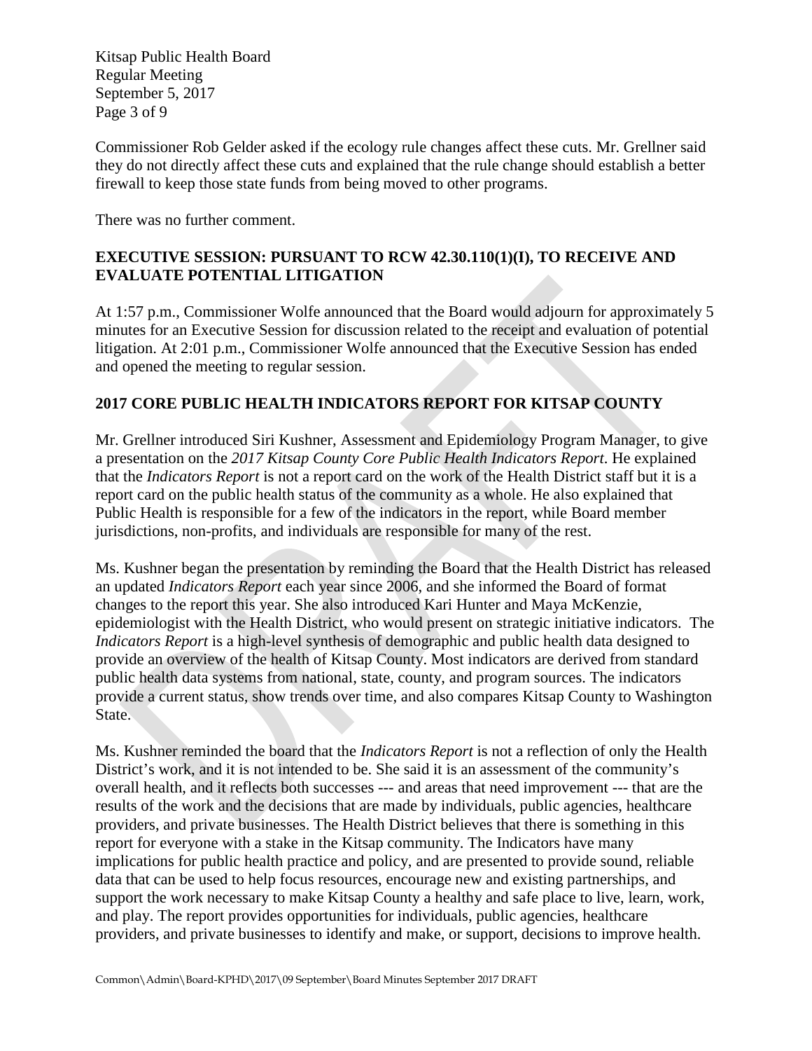Commissioner Rob Gelder asked if the ecology rule changes affect these cuts. Mr. Grellner said they do not directly affect these cuts and explained that the rule change should establish a better firewall to keep those state funds from being moved to other programs.

There was no further comment.

## EXECUTIVE SESSION: PURSUANT TO RCW 42.30.110(1)(I), TO RECEIVE AND EVALUATE POTENTIAL LITIGATION

At 1:57 p.m., Commissioner Wolfe announced that the Board would adjourn for approximately 5 minutes for an Executive Session for discussion related to the receipt and evaluation of potential litigation. At 2:01 p.m., Commissioner Wolfe announced that the Executive Session has ended and opened the meeting to regular session.

## 2017 CORE PUBLIC HEALTH INDICATORS REPORT FOR KITSAP COUNTY

Mr. Grellner introduced Siri Kushner, Assessment and Epidemiology Program Manager, to give a presentation on the *2017 Kitsap County Core Public Health Indicators Report*. He explained that the *Indicators Report* is not a report card on the work of the Health District staff but it is a report card on the public health status of the community as a whole. He also explained that Public Health is responsible for a few of the indicators in the report, while Board member jurisdictions, non-profits, and individuals are responsible for many of the rest.

Ms. Kushner began the presentation by reminding the Board that the Health District has released an updated *Indicators Report* each year since 2006, and she informed the Board of format changes to the report this year. She also introduced Kari Hunter and Maya McKenzie, epidemiologist with the Health District, who would present on strategic initiative indicators. The *Indicators Report* is a high-level synthesis of demographic and public health data designed to provide an overview of the health of Kitsap County. Most indicators are derived from standard public health data systems from national, state, county, and program sources. The indicators provide a current status, show trends over time, and also compares Kitsap County to Washington State.

Ms. Kushner reminded the board that the *Indicators Report* is not a reflection of only the Health District's work, and it is not intended to be. She said it is an assessment of the community's overall health, and it reflects both successes --- and areas that need improvement --- that are the results of the work and the decisions that are made by individuals, public agencies, healthcare providers, and private businesses. The Health District believes that there is something in this report for everyone with a stake in the Kitsap community. The Indicators have many implications for public health practice and policy, and are presented to provide sound, reliable data that can be used to help focus resources, encourage new and existing partnerships, and support the work necessary to make Kitsap County a healthy and safe place to live, learn, work, and play. The report provides opportunities for individuals, public agencies, healthcare providers, and private businesses to identify and make, or support, decisions to improve health.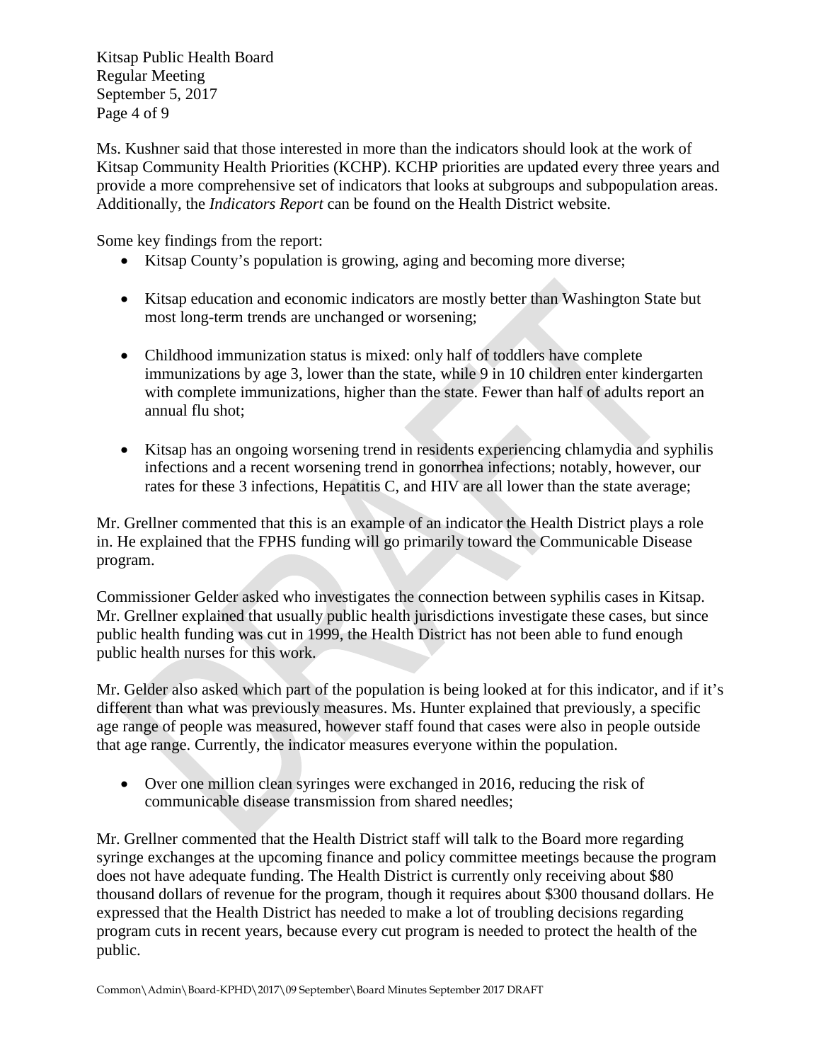Ms. Kushner said that those interested in more than the indicators should look at the work of Kitsap Community Health Priorities (KCHP). KCHP priorities are updated every three years and provide a more comprehensive set of indicators that looks at subgroups and subpopulation areas. Additionally, the *Indicators Report* can be found on the Health District website.

Some key findings from the report:

- Kitsap County's population is growing, aging and becoming more diverse;
- Kitsap education and economic indicators are mostly better than Washington State but most long-term trends are unchanged or worsening;
- Childhood immunization status is mixed: only half of toddlers have complete immunizations by age 3, lower than the state, while 9 in 10 children enter kindergarten with complete immunizations, higher than the state. Fewer than half of adults report an annual flu shot;
- Kitsap has an ongoing worsening trend in residents experiencing chlamydia and syphilis infections and a recent worsening trend in gonorrhea infections; notably, however, our rates for these 3 infections, Hepatitis C, and HIV are all lower than the state average;

Mr. Grellner commented that this is an example of an indicator the Health District plays a role in. He explained that the FPHS funding will go primarily toward the Communicable Disease program.

Commissioner Gelder asked who investigates the connection between syphilis cases in Kitsap. Mr. Grellner explained that usually public health jurisdictions investigate these cases, but since public health funding was cut in 1999, the Health District has not been able to fund enough public health nurses for this work.

Mr. Gelder also asked which part of the population is being looked at for this indicator, and if it's different than what was previously measures. Ms. Hunter explained that previously, a specific age range of people was measured, however staff found that cases were also in people outside that age range. Currently, the indicator measures everyone within the population.

- Over one million clean syringes were exchanged in 2016, reducing the risk of communicable disease transmission from shared needles;

Mr. Grellner commented that the Health District staff will talk to the Board more regarding syringe exchanges at the upcoming finance and policy committee meetings because the program does not have adequate funding. The Health District is currently only receiving about $80 thousand dollars of revenue for the program, though it requires about $300 thousand dollars. He expressed that the Health District has needed to make a lot of troubling decisions regarding program cuts in recent years, because every cut program is needed to protect the health of the public.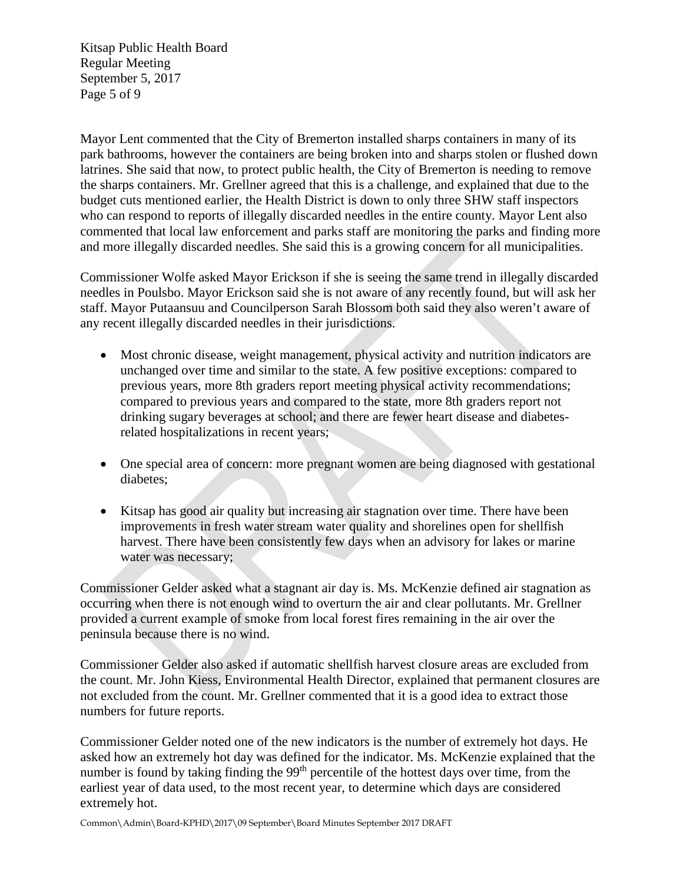Mayor Lent commented that the City of Bremerton installed sharps containers in many of its park bathrooms, however the containers are being broken into and sharps stolen or flushed down latrines. She said that now, to protect public health, the City of Bremerton is needing to remove the sharps containers. Mr. Grellner agreed that this is a challenge, and explained that due to the budget cuts mentioned earlier, the Health District is down to only three SHW staff inspectors who can respond to reports of illegally discarded needles in the entire county. Mayor Lent also commented that local law enforcement and parks staff are monitoring the parks and finding more and more illegally discarded needles. She said this is a growing concern for all municipalities.

Commissioner Wolfe asked Mayor Erickson if she is seeing the same trend in illegally discarded needles in Poulsbo. Mayor Erickson said she is not aware of any recently found, but will ask her staff. Mayor Putaansuu and Councilperson Sarah Blossom both said they also weren't aware of any recent illegally discarded needles in their jurisdictions.

- Most chronic disease, weight management, physical activity and nutrition indicators are unchanged over time and similar to the state. A few positive exceptions: compared to previous years, more 8th graders report meeting physical activity recommendations; compared to previous years and compared to the state, more 8th graders report not drinking sugary beverages at school; and there are fewer heart disease and diabetes-related hospitalizations in recent years;

- One special area of concern: more pregnant women are being diagnosed with gestational diabetes;

- Kitsap has good air quality but increasing air stagnation over time. There have been improvements in fresh water stream water quality and shorelines open for shellfish harvest. There have been consistently few days when an advisory for lakes or marine water was necessary;

Commissioner Gelder asked what a stagnant air day is. Ms. McKenzie defined air stagnation as occurring when there is not enough wind to overturn the air and clear pollutants. Mr. Grellner provided a current example of smoke from local forest fires remaining in the air over the peninsula because there is no wind.

Commissioner Gelder also asked if automatic shellfish harvest closure areas are excluded from the count. Mr. John Kiess, Environmental Health Director, explained that permanent closures are not excluded from the count. Mr. Grellner commented that it is a good idea to extract those numbers for future reports.

Commissioner Gelder noted one of the new indicators is the number of extremely hot days. He asked how an extremely hot day was defined for the indicator. Ms. McKenzie explained that the number is found by taking finding the 99th percentile of the hottest days over time, from the earliest year of data used, to the most recent year, to determine which days are considered extremely hot.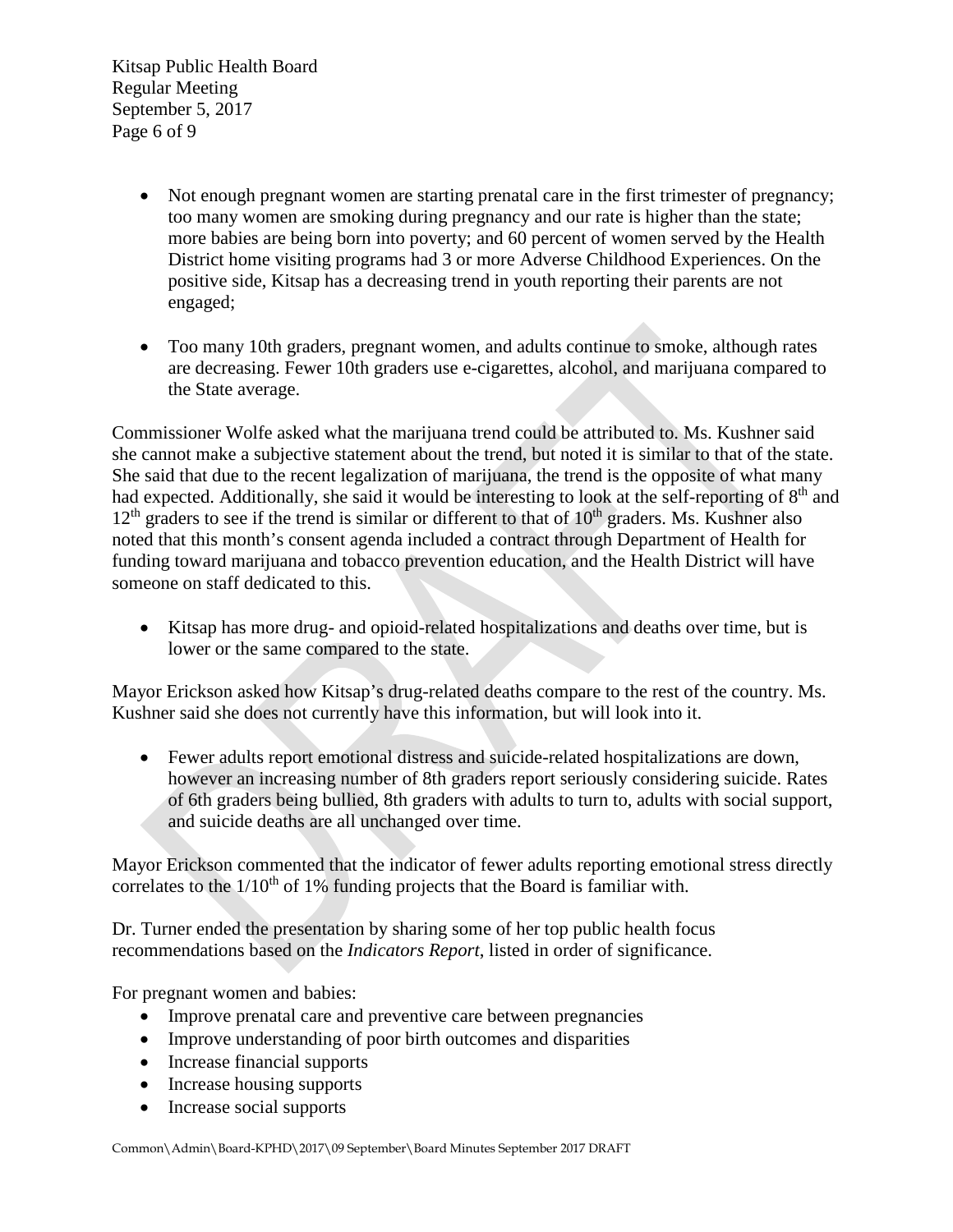- Not enough pregnant women are starting prenatal care in the first trimester of pregnancy; too many women are smoking during pregnancy and our rate is higher than the state; more babies are being born into poverty; and 60 percent of women served by the Health District home visiting programs had 3 or more Adverse Childhood Experiences. On the positive side, Kitsap has a decreasing trend in youth reporting their parents are not engaged;

- Too many 10th graders, pregnant women, and adults continue to smoke, although rates are decreasing. Fewer 10th graders use e-cigarettes, alcohol, and marijuana compared to the State average.

Commissioner Wolfe asked what the marijuana trend could be attributed to. Ms. Kushner said she cannot make a subjective statement about the trend, but noted it is similar to that of the state. She said that due to the recent legalization of marijuana, the trend is the opposite of what many had expected. Additionally, she said it would be interesting to look at the self-reporting of 8th and 12th graders to see if the trend is similar or different to that of 10th graders. Ms. Kushner also noted that this month's consent agenda included a contract through Department of Health for funding toward marijuana and tobacco prevention education, and the Health District will have someone on staff dedicated to this.

- Kitsap has more drug- and opioid-related hospitalizations and deaths over time, but is lower or the same compared to the state.

Mayor Erickson asked how Kitsap's drug-related deaths compare to the rest of the country. Ms. Kushner said she does not currently have this information, but will look into it.

- Fewer adults report emotional distress and suicide-related hospitalizations are down, however an increasing number of 8th graders report seriously considering suicide. Rates of 6th graders being bullied, 8th graders with adults to turn to, adults with social support, and suicide deaths are all unchanged over time.

Mayor Erickson commented that the indicator of fewer adults reporting emotional stress directly correlates to the 1/10th of 1% funding projects that the Board is familiar with.

Dr. Turner ended the presentation by sharing some of her top public health focus recommendations based on the *Indicators Report*, listed in order of significance.

For pregnant women and babies:

- Improve prenatal care and preventive care between pregnancies
- Improve understanding of poor birth outcomes and disparities
- Increase financial supports
- Increase housing supports
- Increase social supports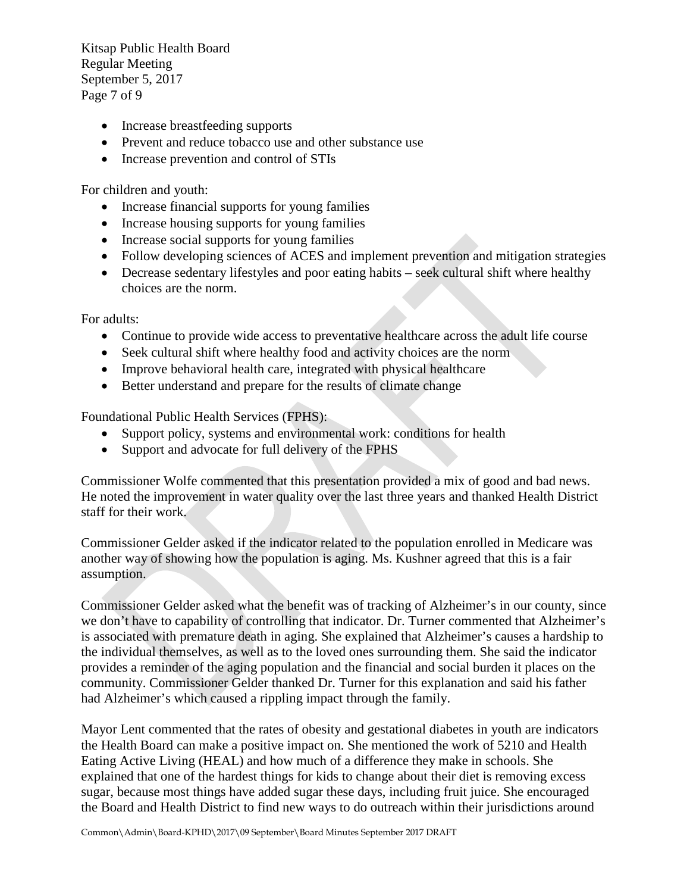- Increase breastfeeding supports
- Prevent and reduce tobacco use and other substance use
- Increase prevention and control of STIs

For children and youth:

- Increase financial supports for young families
- Increase housing supports for young families
- Increase social supports for young families
- Follow developing sciences of ACES and implement prevention and mitigation strategies
- Decrease sedentary lifestyles and poor eating habits – seek cultural shift where healthy choices are the norm.

For adults:

- Continue to provide wide access to preventative healthcare across the adult life course
- Seek cultural shift where healthy food and activity choices are the norm
- Improve behavioral health care, integrated with physical healthcare
- Better understand and prepare for the results of climate change

Foundational Public Health Services (FPHS):

- Support policy, systems and environmental work: conditions for health
- Support and advocate for full delivery of the FPHS

Commissioner Wolfe commented that this presentation provided a mix of good and bad news. He noted the improvement in water quality over the last three years and thanked Health District staff for their work.

Commissioner Gelder asked if the indicator related to the population enrolled in Medicare was another way of showing how the population is aging. Ms. Kushner agreed that this is a fair assumption.

Commissioner Gelder asked what the benefit was of tracking of Alzheimer's in our county, since we don't have to capability of controlling that indicator. Dr. Turner commented that Alzheimer's is associated with premature death in aging. She explained that Alzheimer's causes a hardship to the individual themselves, as well as to the loved ones surrounding them. She said the indicator provides a reminder of the aging population and the financial and social burden it places on the community. Commissioner Gelder thanked Dr. Turner for this explanation and said his father had Alzheimer's which caused a rippling impact through the family.

Mayor Lent commented that the rates of obesity and gestational diabetes in youth are indicators the Health Board can make a positive impact on. She mentioned the work of 5210 and Health Eating Active Living (HEAL) and how much of a difference they make in schools. She explained that one of the hardest things for kids to change about their diet is removing excess sugar, because most things have added sugar these days, including fruit juice. She encouraged the Board and Health District to find new ways to do outreach within their jurisdictions around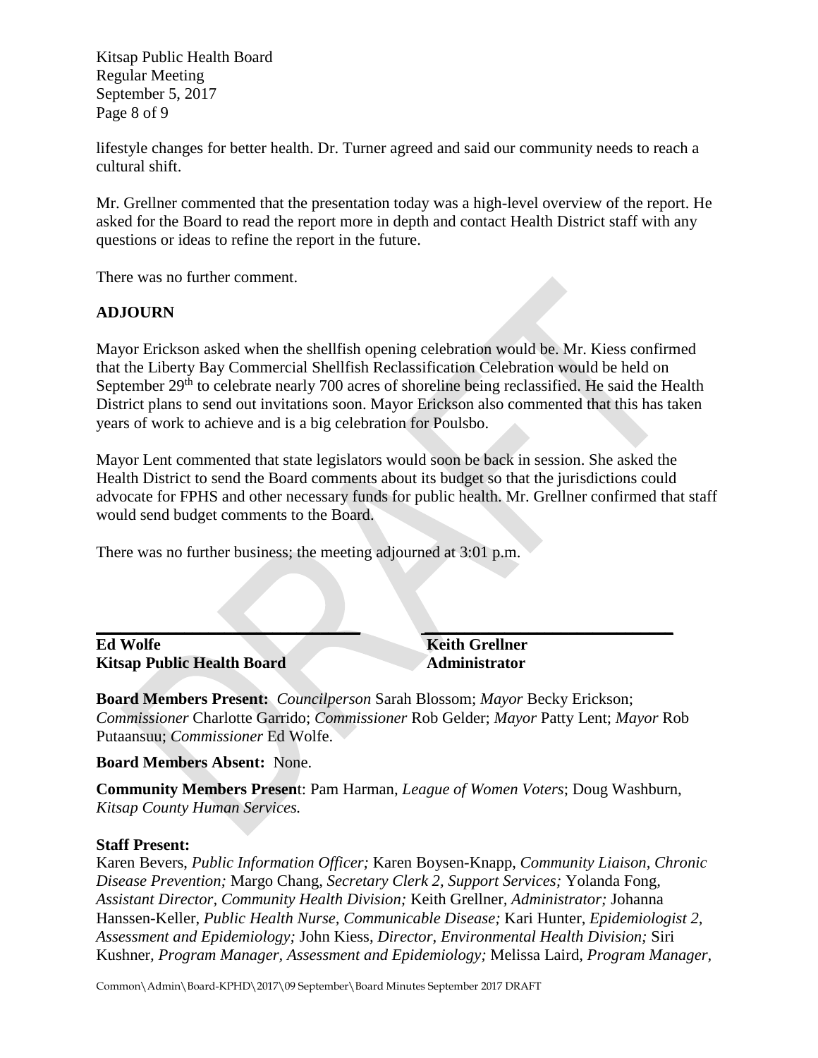lifestyle changes for better health. Dr. Turner agreed and said our community needs to reach a cultural shift.

Mr. Grellner commented that the presentation today was a high-level overview of the report. He asked for the Board to read the report more in depth and contact Health District staff with any questions or ideas to refine the report in the future.

There was no further comment.

**ADJOURN**

Mayor Erickson asked when the shellfish opening celebration would be. Mr. Kiess confirmed that the Liberty Bay Commercial Shellfish Reclassification Celebration would be held on September 29th to celebrate nearly 700 acres of shoreline being reclassified. He said the Health District plans to send out invitations soon. Mayor Erickson also commented that this has taken years of work to achieve and is a big celebration for Poulsbo.

Mayor Lent commented that state legislators would soon be back in session. She asked the Health District to send the Board comments about its budget so that the jurisdictions could advocate for FPHS and other necessary funds for public health. Mr. Grellner confirmed that staff would send budget comments to the Board.

There was no further business; the meeting adjourned at 3:01 p.m.

| _____________________________ | _____________________________ |
|---|---|
| **Ed Wolfe** | **Keith Grellner** |
| **Kitsap Public Health Board** | **Administrator** |

**Board Members Present:** *Councilperson* Sarah Blossom; *Mayor* Becky Erickson; *Commissioner* Charlotte Garrido; *Commissioner* Rob Gelder; *Mayor* Patty Lent; *Mayor* Rob Putaansuu; *Commissioner* Ed Wolfe.

**Board Members Absent:** None.

**Community Members Present**: Pam Harman, *League of Women Voters*; Doug Washburn, *Kitsap County Human Services.*

**Staff Present:**
Karen Bevers, *Public Information Officer;* Karen Boysen-Knapp, *Community Liaison, Chronic Disease Prevention;* Margo Chang, *Secretary Clerk 2, Support Services;* Yolanda Fong, *Assistant Director, Community Health Division;* Keith Grellner, *Administrator;* Johanna Hanssen-Keller, *Public Health Nurse, Communicable Disease;* Kari Hunter, *Epidemiologist 2, Assessment and Epidemiology;* John Kiess, *Director, Environmental Health Division;* Siri Kushner, *Program Manager, Assessment and Epidemiology;* Melissa Laird, *Program Manager,*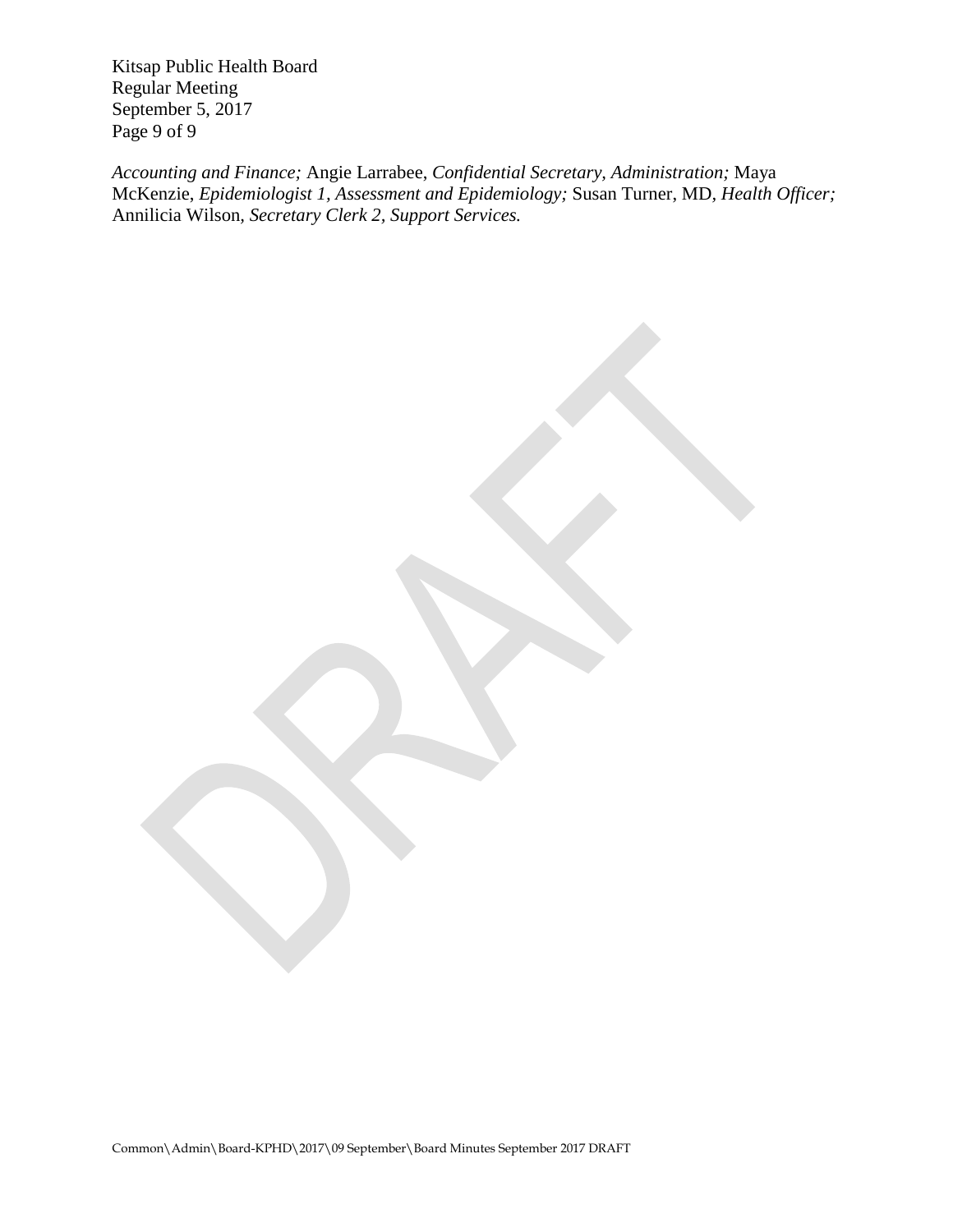*Accounting and Finance;* Angie Larrabee, *Confidential Secretary, Administration;* Maya McKenzie, *Epidemiologist 1, Assessment and Epidemiology;* Susan Turner, MD, *Health Officer;* Annilicia Wilson, *Secretary Clerk 2, Support Services.*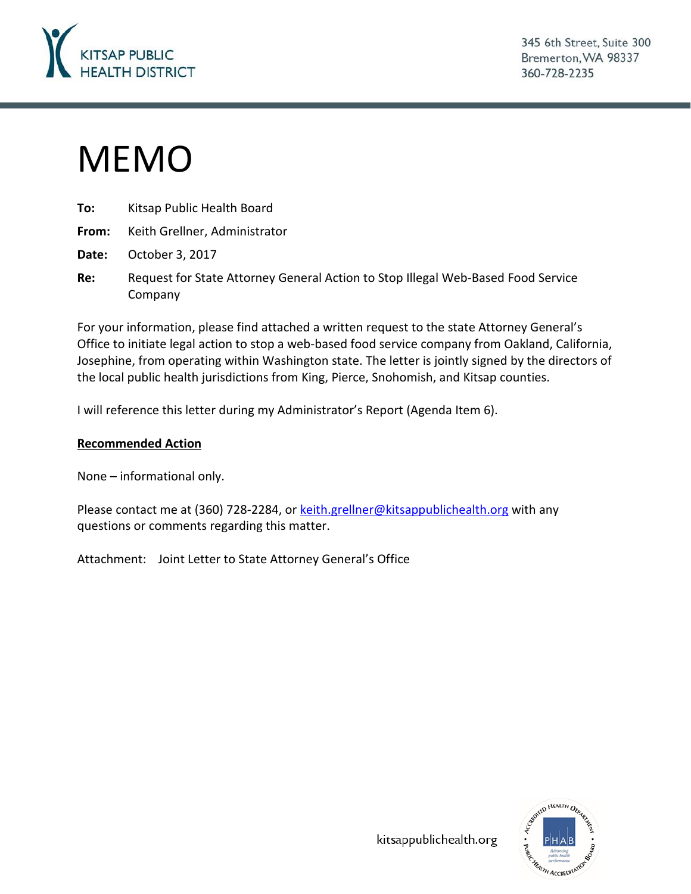KITSAP PUBLIC HEALTH DISTRICT

345 6th Street, Suite 300
Bremerton, WA 98337
360-728-2235

# MEMO

**To:** Kitsap Public Health Board

**From:** Keith Grellner, Administrator

**Date:** October 3, 2017

**Re:** Request for State Attorney General Action to Stop Illegal Web-Based Food Service Company

For your information, please find attached a written request to the state Attorney General's Office to initiate legal action to stop a web-based food service company from Oakland, California, Josephine, from operating within Washington state. The letter is jointly signed by the directors of the local public health jurisdictions from King, Pierce, Snohomish, and Kitsap counties.

I will reference this letter during my Administrator's Report (Agenda Item 6).

**Recommended Action**

None – informational only.

Please contact me at (360) 728-2284, or keith.grellner@kitsappublichealth.org with any questions or comments regarding this matter.

Attachment: Joint Letter to State Attorney General's Office

kitsappublichealth.org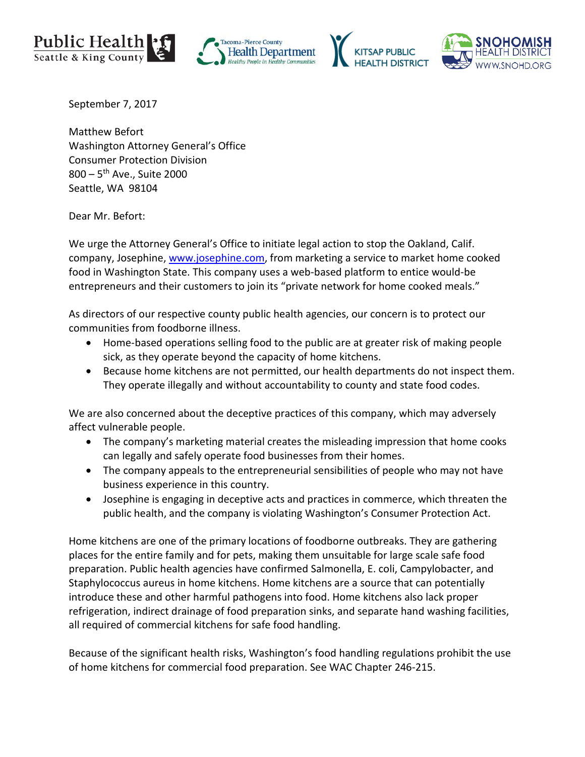Public Health Seattle & King County | Tacoma-Pierce County Health Department *Healthy People in Healthy Communities* | Kitsap Public Health District | Snohomish Health District www.snohd.org

September 7, 2017

Matthew Befort
Washington Attorney General's Office
Consumer Protection Division
800 – 5th Ave., Suite 2000
Seattle, WA 98104

Dear Mr. Befort:

We urge the Attorney General's Office to initiate legal action to stop the Oakland, Calif. company, Josephine, www.josephine.com, from marketing a service to market home cooked food in Washington State. This company uses a web-based platform to entice would-be entrepreneurs and their customers to join its "private network for home cooked meals."

As directors of our respective county public health agencies, our concern is to protect our communities from foodborne illness.

- Home-based operations selling food to the public are at greater risk of making people sick, as they operate beyond the capacity of home kitchens.
- Because home kitchens are not permitted, our health departments do not inspect them. They operate illegally and without accountability to county and state food codes.

We are also concerned about the deceptive practices of this company, which may adversely affect vulnerable people.

- The company's marketing material creates the misleading impression that home cooks can legally and safely operate food businesses from their homes.
- The company appeals to the entrepreneurial sensibilities of people who may not have business experience in this country.
- Josephine is engaging in deceptive acts and practices in commerce, which threaten the public health, and the company is violating Washington's Consumer Protection Act.

Home kitchens are one of the primary locations of foodborne outbreaks. They are gathering places for the entire family and for pets, making them unsuitable for large scale safe food preparation. Public health agencies have confirmed Salmonella, E. coli, Campylobacter, and Staphylococcus aureus in home kitchens. Home kitchens are a source that can potentially introduce these and other harmful pathogens into food. Home kitchens also lack proper refrigeration, indirect drainage of food preparation sinks, and separate hand washing facilities, all required of commercial kitchens for safe food handling.

Because of the significant health risks, Washington's food handling regulations prohibit the use of home kitchens for commercial food preparation. See WAC Chapter 246-215.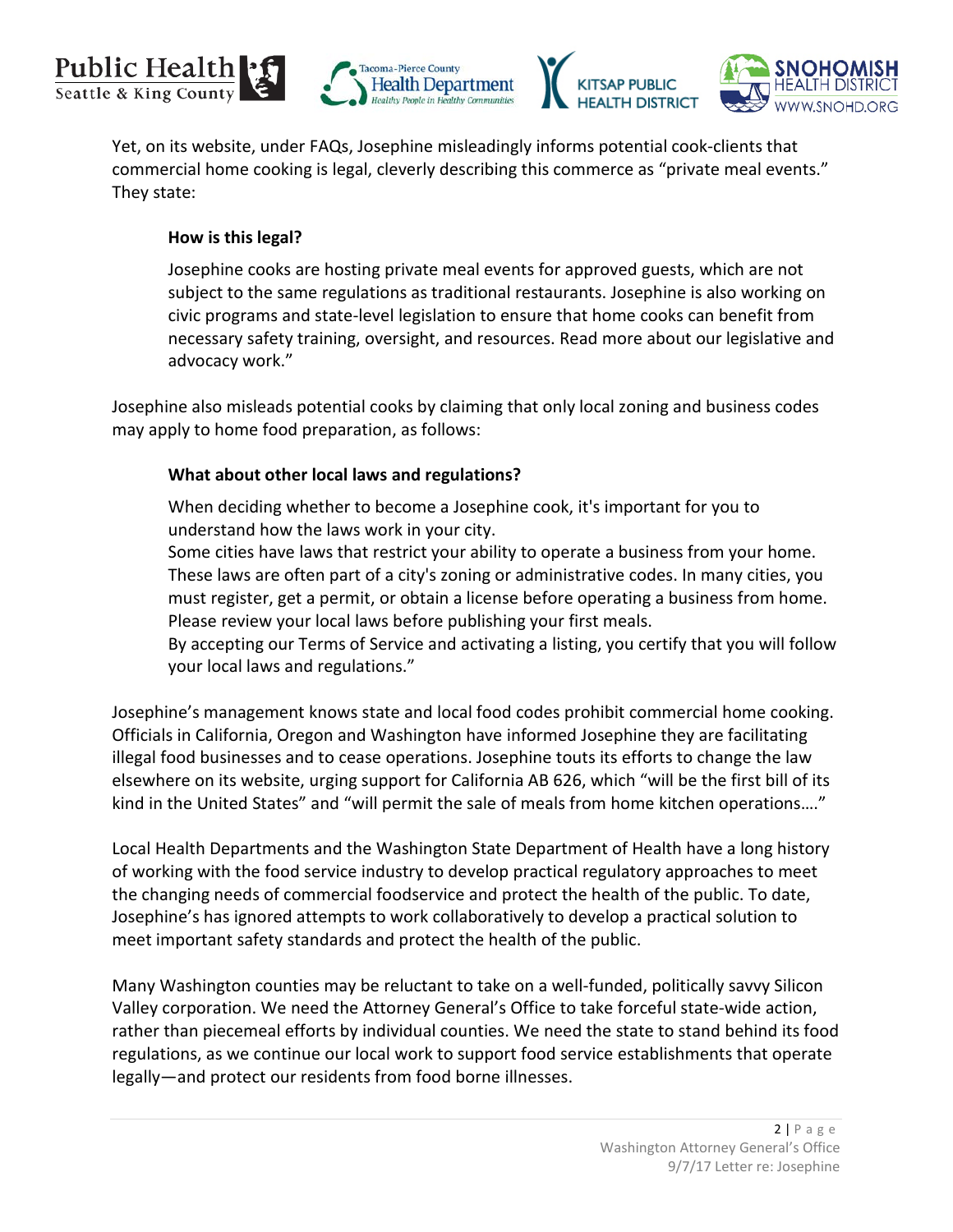Yet, on its website, under FAQs, Josephine misleadingly informs potential cook-clients that commercial home cooking is legal, cleverly describing this commerce as "private meal events." They state:

> **How is this legal?**
>
> Josephine cooks are hosting private meal events for approved guests, which are not subject to the same regulations as traditional restaurants. Josephine is also working on civic programs and state-level legislation to ensure that home cooks can benefit from necessary safety training, oversight, and resources. Read more about our legislative and advocacy work."

Josephine also misleads potential cooks by claiming that only local zoning and business codes may apply to home food preparation, as follows:

> **What about other local laws and regulations?**
>
> When deciding whether to become a Josephine cook, it's important for you to understand how the laws work in your city.
> Some cities have laws that restrict your ability to operate a business from your home. These laws are often part of a city's zoning or administrative codes. In many cities, you must register, get a permit, or obtain a license before operating a business from home. Please review your local laws before publishing your first meals.
> By accepting our Terms of Service and activating a listing, you certify that you will follow your local laws and regulations."

Josephine's management knows state and local food codes prohibit commercial home cooking. Officials in California, Oregon and Washington have informed Josephine they are facilitating illegal food businesses and to cease operations. Josephine touts its efforts to change the law elsewhere on its website, urging support for California AB 626, which "will be the first bill of its kind in the United States" and "will permit the sale of meals from home kitchen operations…."

Local Health Departments and the Washington State Department of Health have a long history of working with the food service industry to develop practical regulatory approaches to meet the changing needs of commercial foodservice and protect the health of the public. To date, Josephine's has ignored attempts to work collaboratively to develop a practical solution to meet important safety standards and protect the health of the public.

Many Washington counties may be reluctant to take on a well-funded, politically savvy Silicon Valley corporation. We need the Attorney General's Office to take forceful state-wide action, rather than piecemeal efforts by individual counties. We need the state to stand behind its food regulations, as we continue our local work to support food service establishments that operate legally—and protect our residents from food borne illnesses.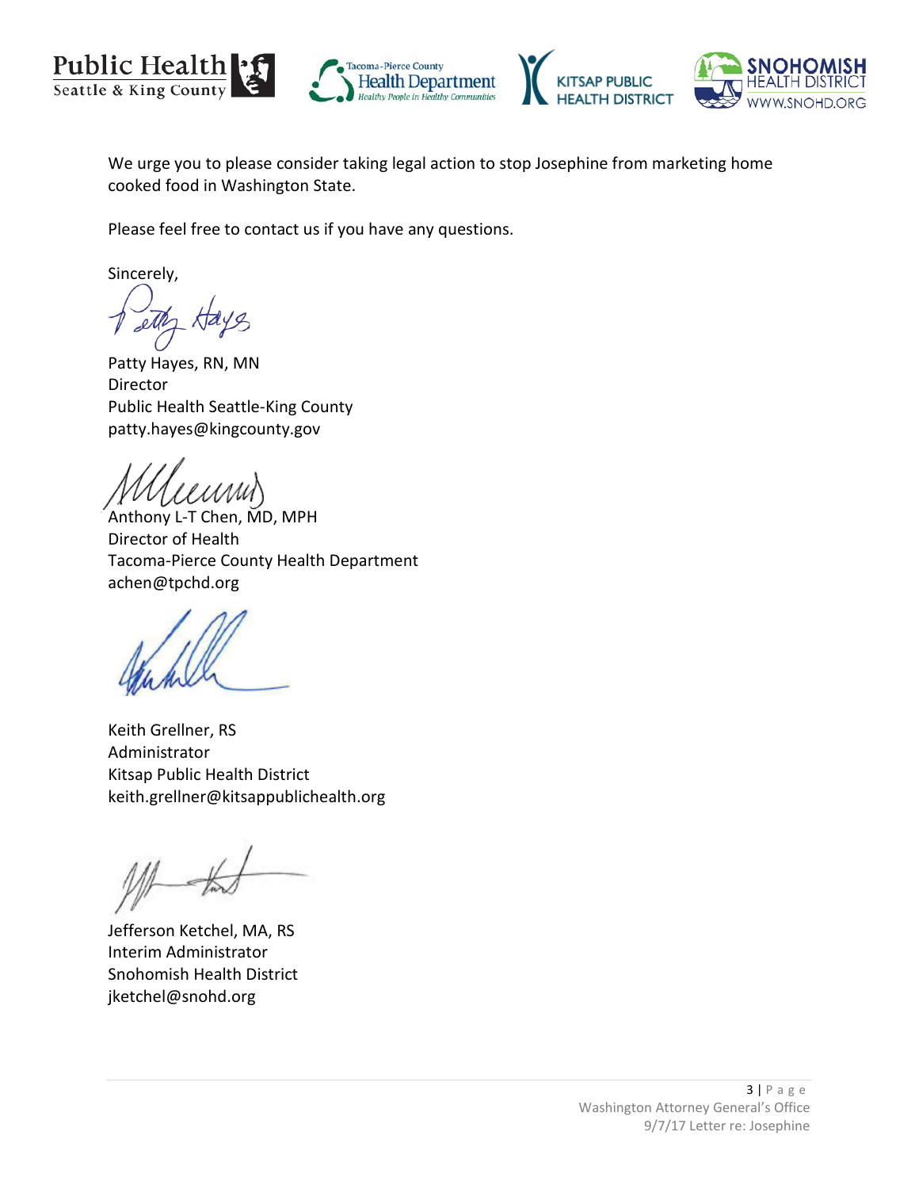We urge you to please consider taking legal action to stop Josephine from marketing home cooked food in Washington State.

Please feel free to contact us if you have any questions.

Sincerely,

Patty Hayes, RN, MN
Director
Public Health Seattle-King County
patty.hayes@kingcounty.gov

Anthony L-T Chen, MD, MPH
Director of Health
Tacoma-Pierce County Health Department
achen@tpchd.org

Keith Grellner, RS
Administrator
Kitsap Public Health District
keith.grellner@kitsappublichealth.org

Jefferson Ketchel, MA, RS
Interim Administrator
Snohomish Health District
jketchel@snohd.org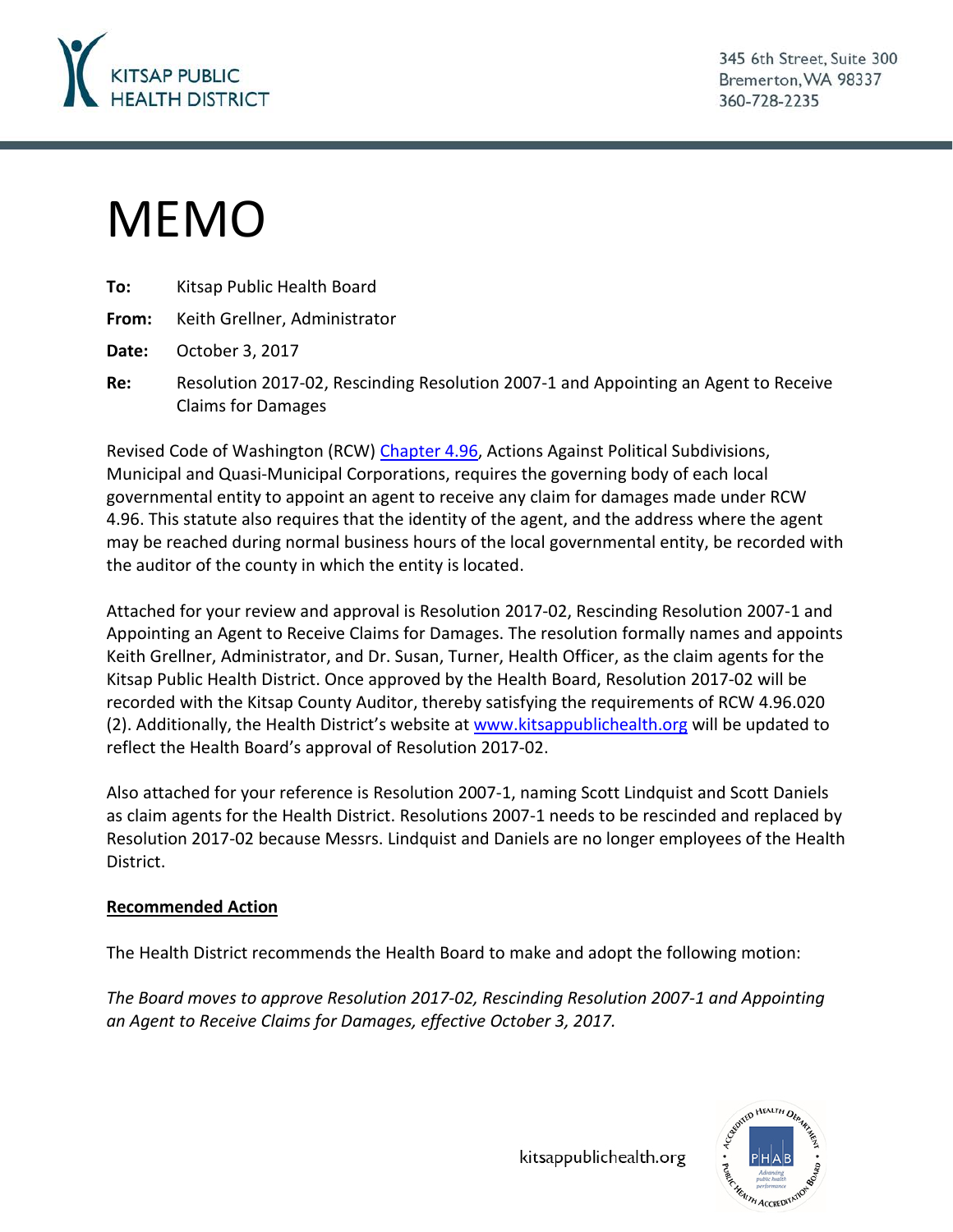Kitsap Public Health District

345 6th Street, Suite 300
Bremerton, WA 98337
360-728-2235

# MEMO

**To:** Kitsap Public Health Board

**From:** Keith Grellner, Administrator

**Date:** October 3, 2017

**Re:** Resolution 2017-02, Rescinding Resolution 2007-1 and Appointing an Agent to Receive Claims for Damages

Revised Code of Washington (RCW) Chapter 4.96, Actions Against Political Subdivisions, Municipal and Quasi-Municipal Corporations, requires the governing body of each local governmental entity to appoint an agent to receive any claim for damages made under RCW 4.96. This statute also requires that the identity of the agent, and the address where the agent may be reached during normal business hours of the local governmental entity, be recorded with the auditor of the county in which the entity is located.

Attached for your review and approval is Resolution 2017-02, Rescinding Resolution 2007-1 and Appointing an Agent to Receive Claims for Damages. The resolution formally names and appoints Keith Grellner, Administrator, and Dr. Susan, Turner, Health Officer, as the claim agents for the Kitsap Public Health District. Once approved by the Health Board, Resolution 2017-02 will be recorded with the Kitsap County Auditor, thereby satisfying the requirements of RCW 4.96.020 (2). Additionally, the Health District's website at www.kitsappublichealth.org will be updated to reflect the Health Board's approval of Resolution 2017-02.

Also attached for your reference is Resolution 2007-1, naming Scott Lindquist and Scott Daniels as claim agents for the Health District. Resolutions 2007-1 needs to be rescinded and replaced by Resolution 2017-02 because Messrs. Lindquist and Daniels are no longer employees of the Health District.

**Recommended Action**

The Health District recommends the Health Board to make and adopt the following motion:

*The Board moves to approve Resolution 2017-02, Rescinding Resolution 2007-1 and Appointing an Agent to Receive Claims for Damages, effective October 3, 2017.*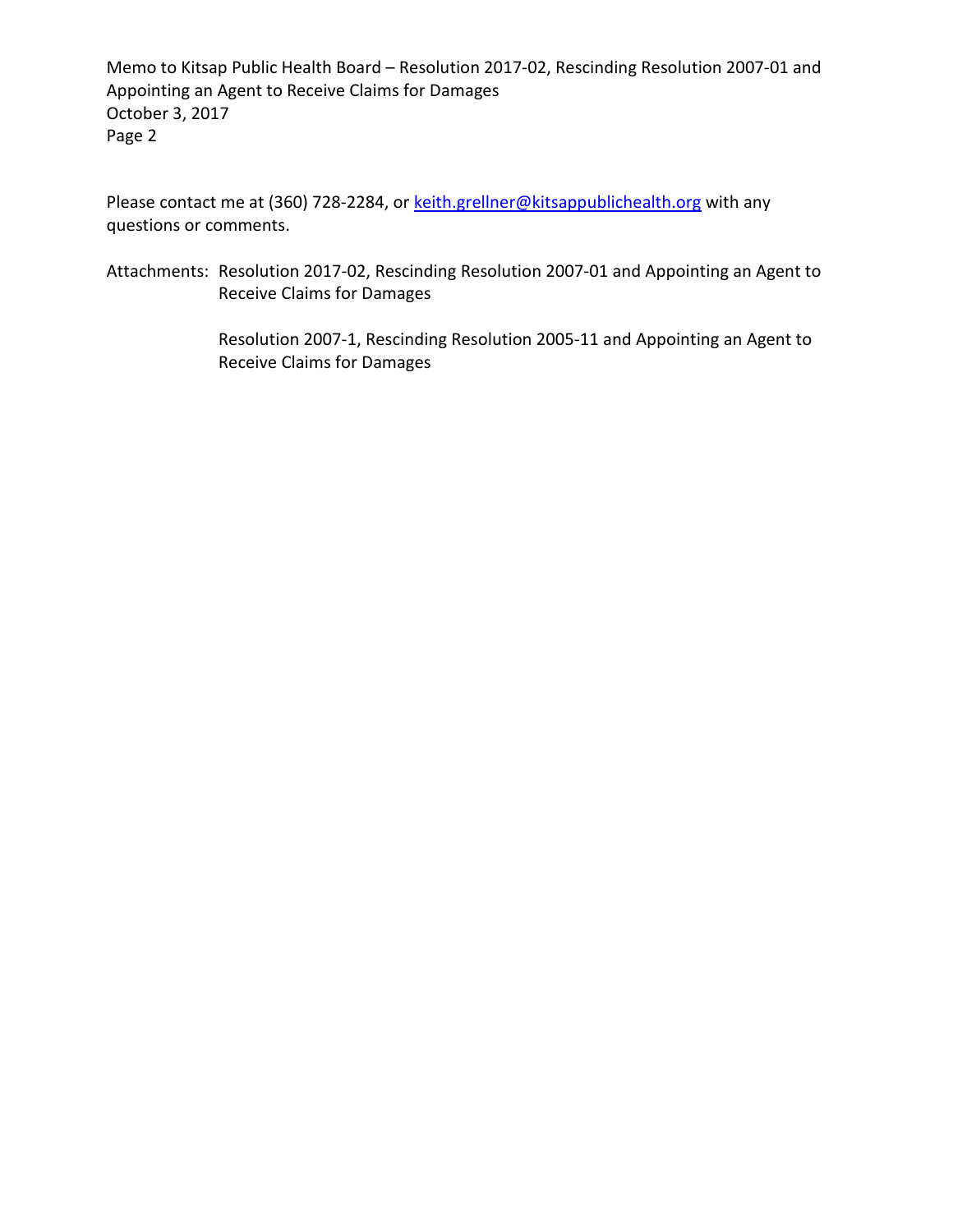Please contact me at (360) 728-2284, or [keith.grellner@kitsappublichealth.org](mailto:keith.grellner@kitsappublichealth.org) with any questions or comments.

Attachments: Resolution 2017-02, Rescinding Resolution 2007-01 and Appointing an Agent to Receive Claims for Damages

Resolution 2007-1, Rescinding Resolution 2005-11 and Appointing an Agent to Receive Claims for Damages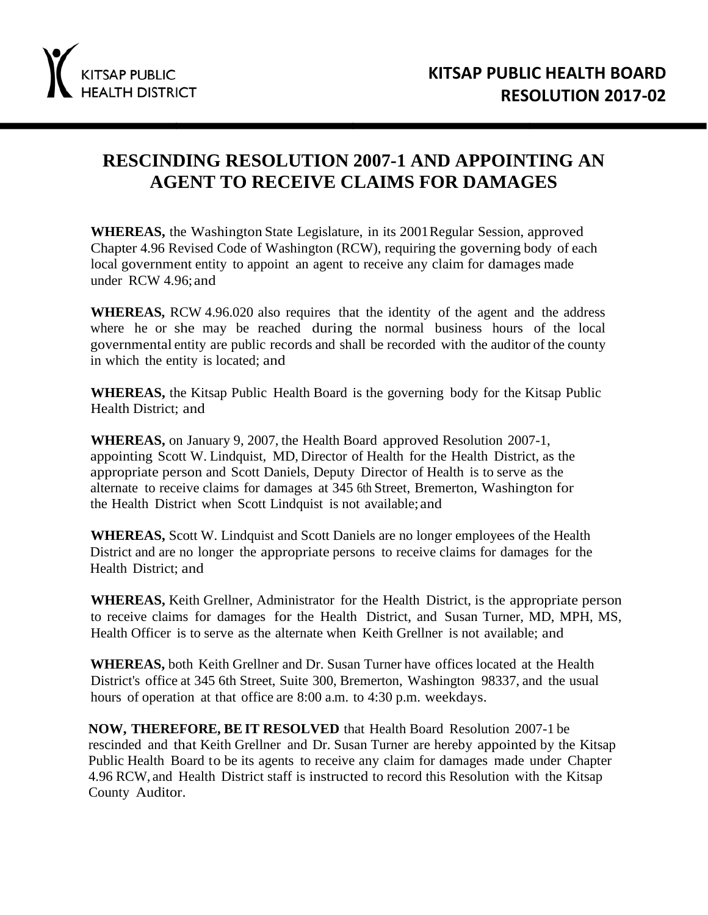KITSAP PUBLIC HEALTH DISTRICT

**KITSAP PUBLIC HEALTH BOARD**
**RESOLUTION 2017-02**

# RESCINDING RESOLUTION 2007-1 AND APPOINTING AN AGENT TO RECEIVE CLAIMS FOR DAMAGES

**WHEREAS,** the Washington State Legislature, in its 2001 Regular Session, approved Chapter 4.96 Revised Code of Washington (RCW), requiring the governing body of each local government entity to appoint an agent to receive any claim for damages made under RCW 4.96; and

**WHEREAS,** RCW 4.96.020 also requires that the identity of the agent and the address where he or she may be reached during the normal business hours of the local governmental entity are public records and shall be recorded with the auditor of the county in which the entity is located; and

**WHEREAS,** the Kitsap Public Health Board is the governing body for the Kitsap Public Health District; and

**WHEREAS,** on January 9, 2007, the Health Board approved Resolution 2007-1, appointing Scott W. Lindquist, MD, Director of Health for the Health District, as the appropriate person and Scott Daniels, Deputy Director of Health is to serve as the alternate to receive claims for damages at 345 6th Street, Bremerton, Washington for the Health District when Scott Lindquist is not available; and

**WHEREAS,** Scott W. Lindquist and Scott Daniels are no longer employees of the Health District and are no longer the appropriate persons to receive claims for damages for the Health District; and

**WHEREAS,** Keith Grellner, Administrator for the Health District, is the appropriate person to receive claims for damages for the Health District, and Susan Turner, MD, MPH, MS, Health Officer is to serve as the alternate when Keith Grellner is not available; and

**WHEREAS,** both Keith Grellner and Dr. Susan Turner have offices located at the Health District's office at 345 6th Street, Suite 300, Bremerton, Washington 98337, and the usual hours of operation at that office are 8:00 a.m. to 4:30 p.m. weekdays.

**NOW, THEREFORE, BE IT RESOLVED** that Health Board Resolution 2007-1 be rescinded and that Keith Grellner and Dr. Susan Turner are hereby appointed by the Kitsap Public Health Board to be its agents to receive any claim for damages made under Chapter 4.96 RCW, and Health District staff is instructed to record this Resolution with the Kitsap County Auditor.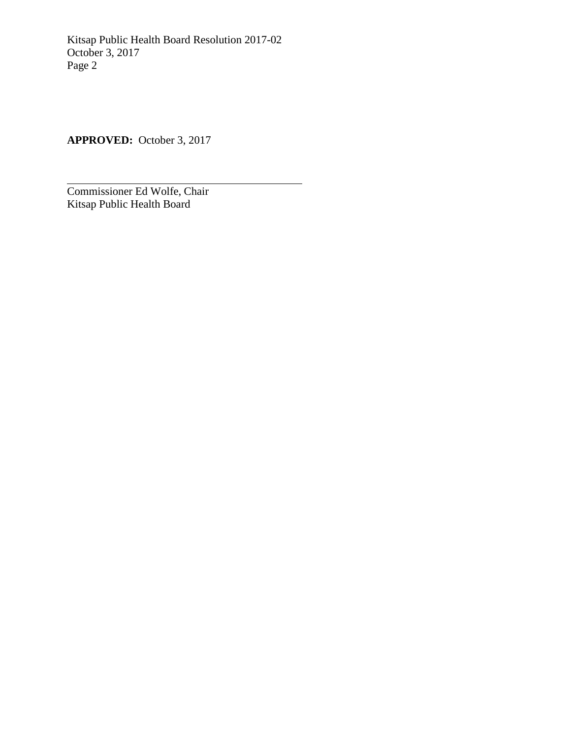**APPROVED:** October 3, 2017

\_\_\_\_\_\_\_\_\_\_\_\_\_\_\_\_\_\_\_\_\_\_\_\_\_\_\_\_\_\_\_\_\_\_\_\_\_\_\_\_

Commissioner Ed Wolfe, Chair
Kitsap Public Health Board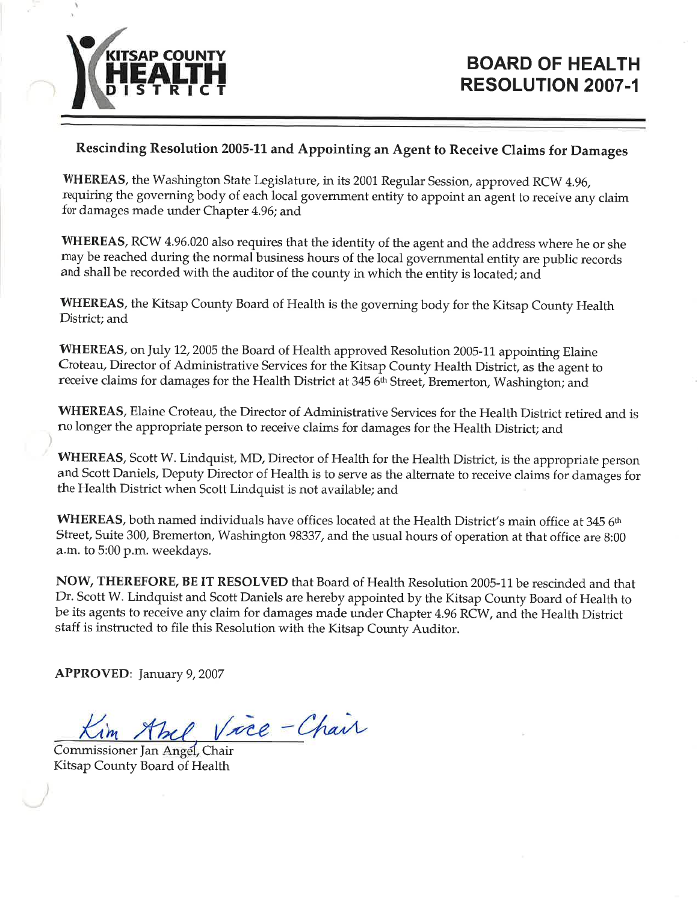KITSAP COUNTY HEALTH DISTRICT

# BOARD OF HEALTH RESOLUTION 2007-1

## Rescinding Resolution 2005-11 and Appointing an Agent to Receive Claims for Damages

**WHEREAS,** the Washington State Legislature, in its 2001 Regular Session, approved RCW 4.96, requiring the governing body of each local government entity to appoint an agent to receive any claim for damages made under Chapter 4.96; and

**WHEREAS,** RCW 4.96.020 also requires that the identity of the agent and the address where he or she may be reached during the normal business hours of the local governmental entity are public records and shall be recorded with the auditor of the county in which the entity is located; and

**WHEREAS,** the Kitsap County Board of Health is the governing body for the Kitsap County Health District; and

**WHEREAS,** on July 12, 2005 the Board of Health approved Resolution 2005-11 appointing Elaine Croteau, Director of Administrative Services for the Kitsap County Health District, as the agent to receive claims for damages for the Health District at 345 6th Street, Bremerton, Washington; and

**WHEREAS,** Elaine Croteau, the Director of Administrative Services for the Health District retired and is no longer the appropriate person to receive claims for damages for the Health District; and

**WHEREAS,** Scott W. Lindquist, MD, Director of Health for the Health District, is the appropriate person and Scott Daniels, Deputy Director of Health is to serve as the alternate to receive claims for damages for the Health District when Scott Lindquist is not available; and

**WHEREAS,** both named individuals have offices located at the Health District's main office at 345 6th Street, Suite 300, Bremerton, Washington 98337, and the usual hours of operation at that office are 8:00 a.m. to 5:00 p.m. weekdays.

**NOW, THEREFORE, BE IT RESOLVED** that Board of Health Resolution 2005-11 be rescinded and that Dr. Scott W. Lindquist and Scott Daniels are hereby appointed by the Kitsap County Board of Health to be its agents to receive any claim for damages made under Chapter 4.96 RCW, and the Health District staff is instructed to file this Resolution with the Kitsap County Auditor.

**APPROVED**: January 9, 2007

Kim Abel Vice-Chair

Commissioner Jan Angel, Chair
Kitsap County Board of Health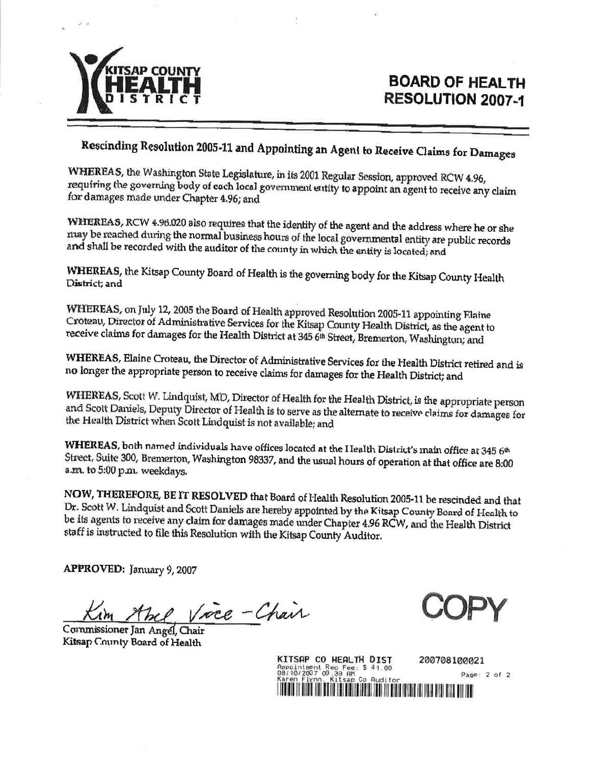KITSAP COUNTY HEALTH DISTRICT

# BOARD OF HEALTH RESOLUTION 2007-1

## Rescinding Resolution 2005-11 and Appointing an Agent to Receive Claims for Damages

**WHEREAS**, the Washington State Legislature, in its 2001 Regular Session, approved RCW 4.96, requiring the governing body of each local government entity to appoint an agent to receive any claim for damages made under Chapter 4.96; and

**WHEREAS**, RCW 4.96.020 also requires that the identity of the agent and the address where he or she may be reached during the normal business hours of the local governmental entity are public records and shall be recorded with the auditor of the county in which the entity is located; and

**WHEREAS**, the Kitsap County Board of Health is the governing body for the Kitsap County Health District; and

**WHEREAS**, on July 12, 2005 the Board of Health approved Resolution 2005-11 appointing Elaine Croteau, Director of Administrative Services for the Kitsap County Health District, as the agent to receive claims for damages for the Health District at 345 6th Street, Bremerton, Washington; and

**WHEREAS**, Elaine Croteau, the Director of Administrative Services for the Health District retired and is no longer the appropriate person to receive claims for damages for the Health District; and

**WHEREAS**, Scott W. Lindquist, MD, Director of Health for the Health District, is the appropriate person and Scott Daniels, Deputy Director of Health is to serve as the alternate to receive claims for damages for the Health District when Scott Lindquist is not available; and

**WHEREAS**, both named individuals have offices located at the Health District's main office at 345 6th Street, Suite 300, Bremerton, Washington 98337, and the usual hours of operation at that office are 8:00 a.m. to 5:00 p.m. weekdays.

**NOW, THEREFORE, BE IT RESOLVED** that Board of Health Resolution 2005-11 be rescinded and that Dr. Scott W. Lindquist and Scott Daniels are hereby appointed by the Kitsap County Board of Health to be its agents to receive any claim for damages made under Chapter 4.96 RCW, and the Health District staff is instructed to file this Resolution with the Kitsap County Auditor.

**APPROVED:** January 9, 2007

Kim Abel Vice-Chair

Commissioner Jan Angel, Chair
Kitsap County Board of Health

COPY

KITSAP CO HEALTH DIST 200708100021
Appointment Rec Fee: $ 41.00
08/10/2007 09:39 AM
Karen Flynn, Kitsap Co Auditor
Page: 2 of 2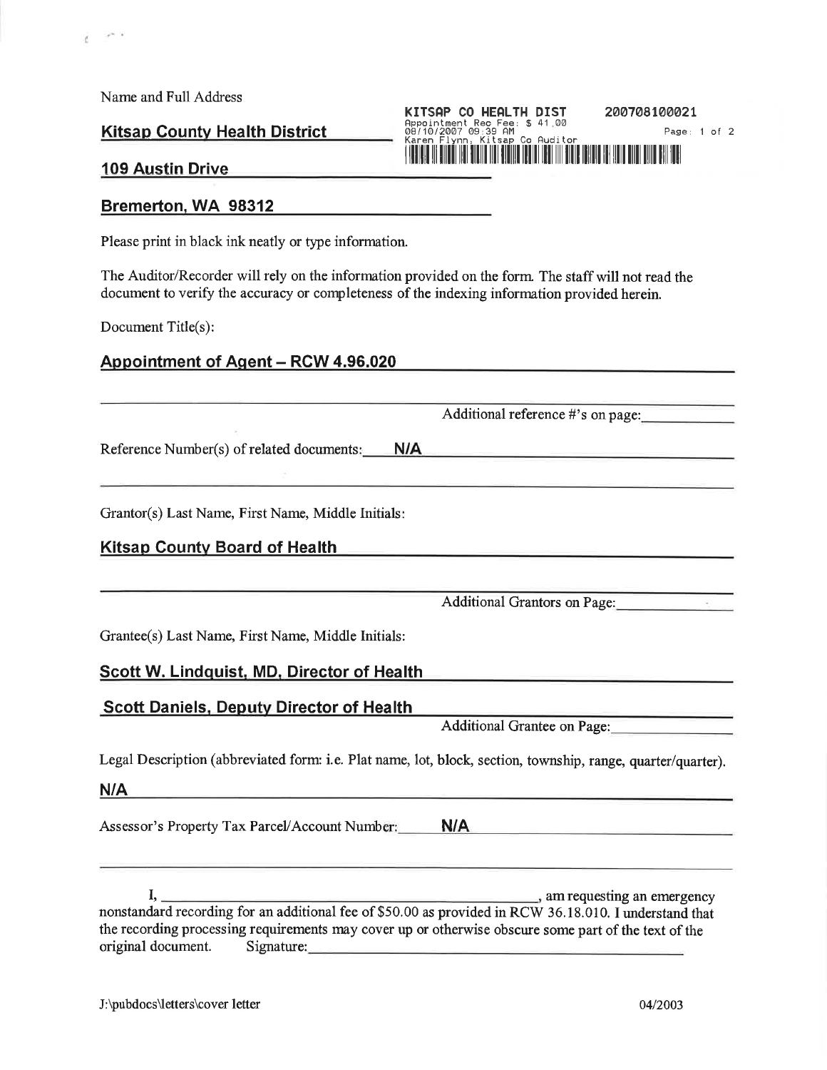Name and Full Address

**Kitsap County Health District**

KITSAP CO HEALTH DIST 200708100021
Appointment Rec Fee: $ 41.00
08/10/2007 09:39 AM
Karen Flynn, Kitsap Co Auditor

**109 Austin Drive**

**Bremerton, WA 98312**

Please print in black ink neatly or type information.

The Auditor/Recorder will rely on the information provided on the form. The staff will not read the document to verify the accuracy or completeness of the indexing information provided herein.

Document Title(s):

**Appointment of Agent – RCW 4.96.020**

Additional reference #'s on page:\_\_\_\_\_\_\_\_\_\_

Reference Number(s) of related documents: **N/A**

Grantor(s) Last Name, First Name, Middle Initials:

**Kitsap County Board of Health**

Additional Grantors on Page:\_\_\_\_\_\_\_\_\_\_

Grantee(s) Last Name, First Name, Middle Initials:

**Scott W. Lindquist, MD, Director of Health**

**Scott Daniels, Deputy Director of Health**

Additional Grantee on Page:\_\_\_\_\_\_\_\_\_\_

Legal Description (abbreviated form: i.e. Plat name, lot, block, section, township, range, quarter/quarter).

**N/A**

Assessor's Property Tax Parcel/Account Number: **N/A**

I, \_\_\_\_\_\_\_\_\_\_\_\_\_\_\_\_\_\_\_\_\_\_\_\_\_\_\_\_\_\_\_\_, am requesting an emergency nonstandard recording for an additional fee of $50.00 as provided in RCW 36.18.010. I understand that the recording processing requirements may cover up or otherwise obscure some part of the text of the original document. Signature:\_\_\_\_\_\_\_\_\_\_\_\_\_\_\_\_\_\_\_\_\_\_\_\_\_\_\_\_\_\_

J:\pubdocs\letters\cover letter 04/2003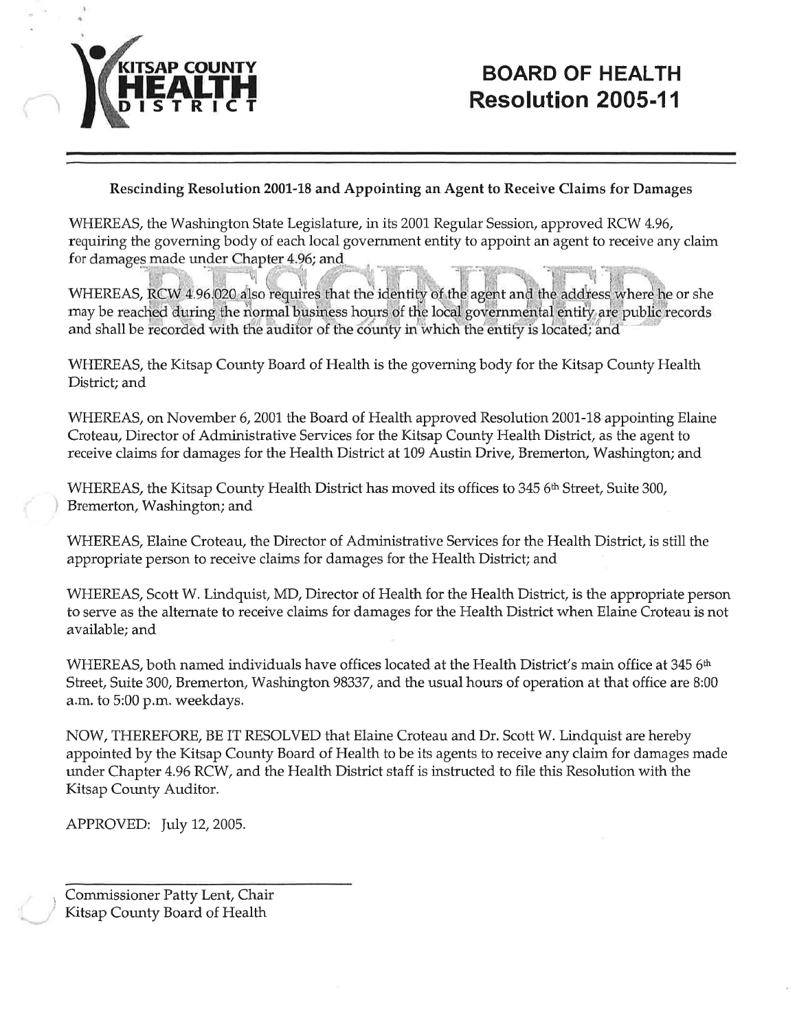**KITSAP COUNTY HEALTH DISTRICT**

# BOARD OF HEALTH Resolution 2005-11

**Rescinding Resolution 2001-18 and Appointing an Agent to Receive Claims for Damages**

WHEREAS, the Washington State Legislature, in its 2001 Regular Session, approved RCW 4.96, requiring the governing body of each local government entity to appoint an agent to receive any claim for damages made under Chapter 4.96; and

WHEREAS, RCW 4.96.020 also requires that the identity of the agent and the address where he or she may be reached during the normal business hours of the local governmental entity are public records and shall be recorded with the auditor of the county in which the entity is located; and

WHEREAS, the Kitsap County Board of Health is the governing body for the Kitsap County Health District; and

WHEREAS, on November 6, 2001 the Board of Health approved Resolution 2001-18 appointing Elaine Croteau, Director of Administrative Services for the Kitsap County Health District, as the agent to receive claims for damages for the Health District at 109 Austin Drive, Bremerton, Washington; and

WHEREAS, the Kitsap County Health District has moved its offices to 345 6th Street, Suite 300, Bremerton, Washington; and

WHEREAS, Elaine Croteau, the Director of Administrative Services for the Health District, is still the appropriate person to receive claims for damages for the Health District; and

WHEREAS, Scott W. Lindquist, MD, Director of Health for the Health District, is the appropriate person to serve as the alternate to receive claims for damages for the Health District when Elaine Croteau is not available; and

WHEREAS, both named individuals have offices located at the Health District's main office at 345 6th Street, Suite 300, Bremerton, Washington 98337, and the usual hours of operation at that office are 8:00 a.m. to 5:00 p.m. weekdays.

NOW, THEREFORE, BE IT RESOLVED that Elaine Croteau and Dr. Scott W. Lindquist are hereby appointed by the Kitsap County Board of Health to be its agents to receive any claim for damages made under Chapter 4.96 RCW, and the Health District staff is instructed to file this Resolution with the Kitsap County Auditor.

APPROVED: July 12, 2005.

Commissioner Patty Lent, Chair
Kitsap County Board of Health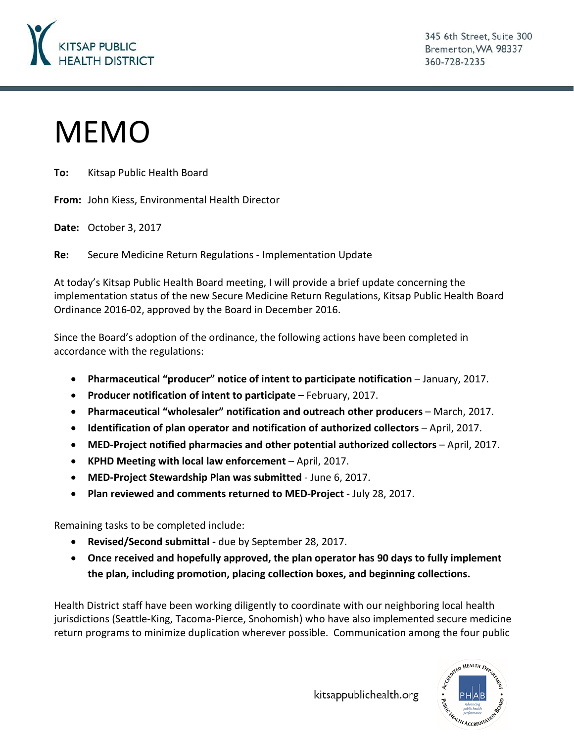KITSAP PUBLIC HEALTH DISTRICT

345 6th Street, Suite 300
Bremerton, WA 98337
360-728-2235

# MEMO

**To:** Kitsap Public Health Board

**From:** John Kiess, Environmental Health Director

**Date:** October 3, 2017

**Re:** Secure Medicine Return Regulations - Implementation Update

At today's Kitsap Public Health Board meeting, I will provide a brief update concerning the implementation status of the new Secure Medicine Return Regulations, Kitsap Public Health Board Ordinance 2016-02, approved by the Board in December 2016.

Since the Board's adoption of the ordinance, the following actions have been completed in accordance with the regulations:

- **Pharmaceutical "producer" notice of intent to participate notification** – January, 2017.
- **Producer notification of intent to participate –** February, 2017.
- **Pharmaceutical "wholesaler" notification and outreach other producers** – March, 2017.
- **Identification of plan operator and notification of authorized collectors** – April, 2017.
- **MED-Project notified pharmacies and other potential authorized collectors** – April, 2017.
- **KPHD Meeting with local law enforcement** – April, 2017.
- **MED-Project Stewardship Plan was submitted** - June 6, 2017.
- **Plan reviewed and comments returned to MED-Project** - July 28, 2017.

Remaining tasks to be completed include:

- **Revised/Second submittal -** due by September 28, 2017.
- **Once received and hopefully approved, the plan operator has 90 days to fully implement the plan, including promotion, placing collection boxes, and beginning collections.**

Health District staff have been working diligently to coordinate with our neighboring local health jurisdictions (Seattle-King, Tacoma-Pierce, Snohomish) who have also implemented secure medicine return programs to minimize duplication wherever possible. Communication among the four public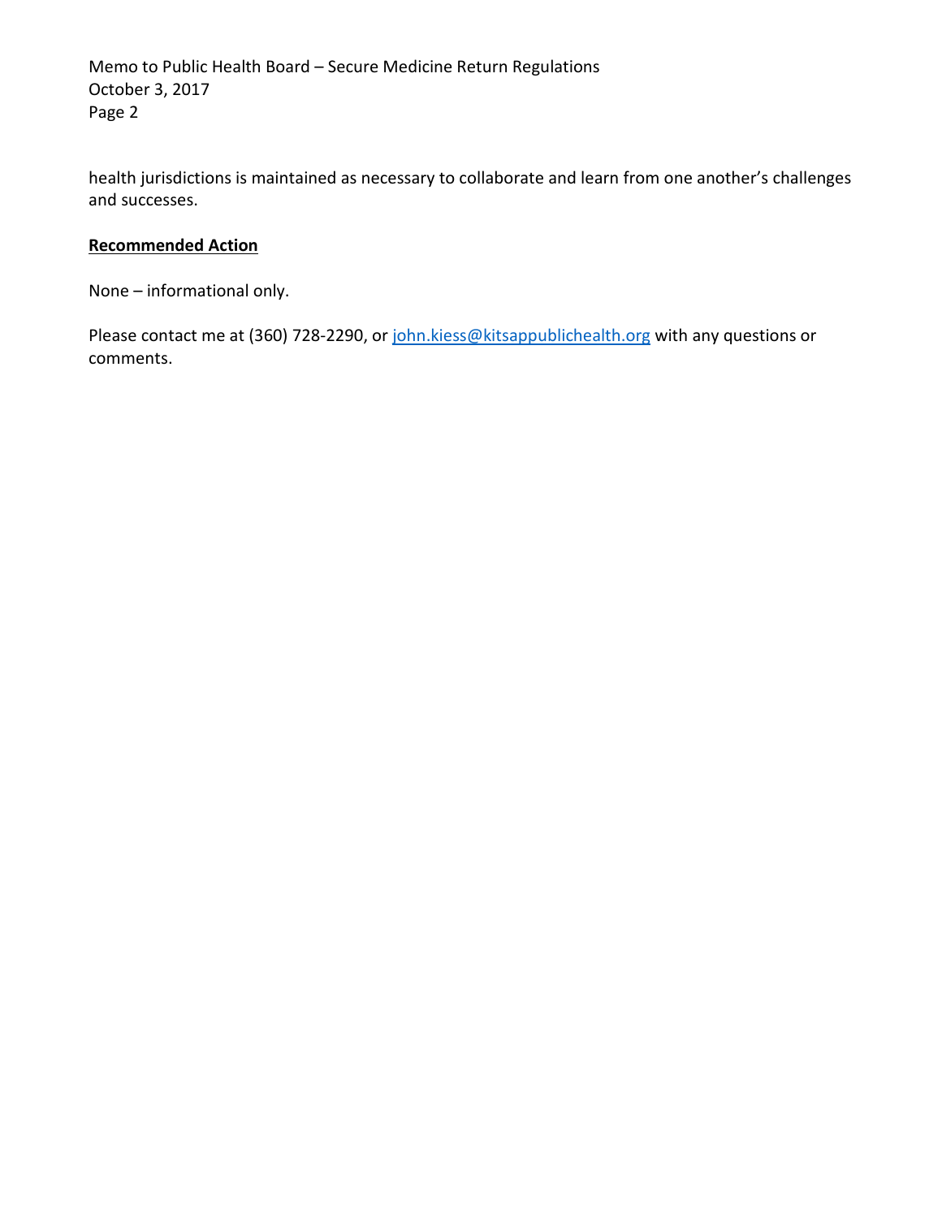health jurisdictions is maintained as necessary to collaborate and learn from one another's challenges and successes.

**Recommended Action**

None – informational only.

Please contact me at (360) 728-2290, or [john.kiess@kitsappublichealth.org](mailto:john.kiess@kitsappublichealth.org) with any questions or comments.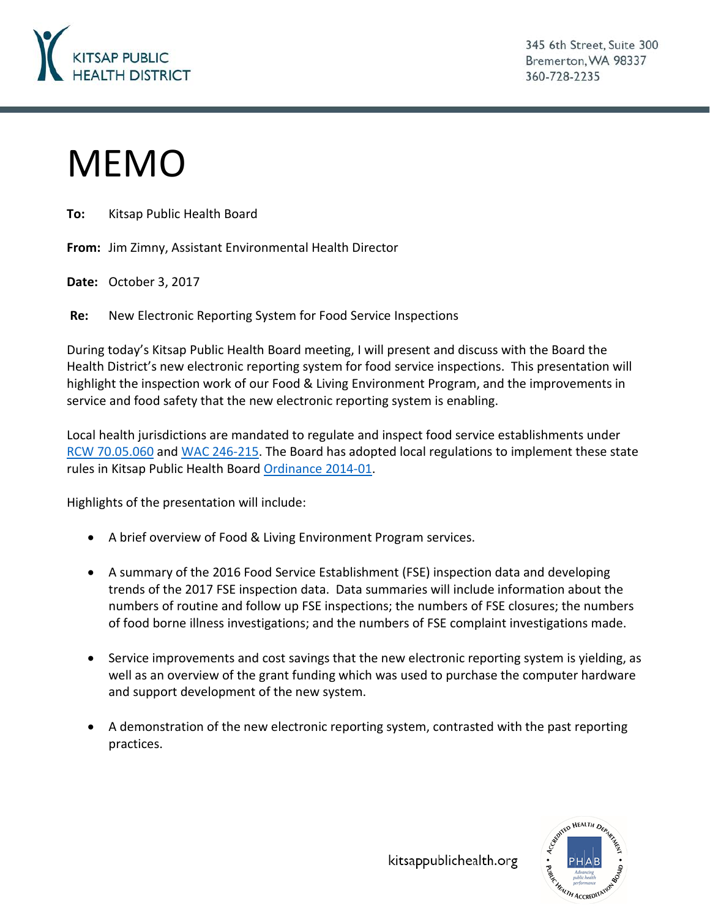KITSAP PUBLIC HEALTH DISTRICT

345 6th Street, Suite 300
Bremerton, WA 98337
360-728-2235

# MEMO

**To:** Kitsap Public Health Board

**From:** Jim Zimny, Assistant Environmental Health Director

**Date:** October 3, 2017

**Re:** New Electronic Reporting System for Food Service Inspections

During today's Kitsap Public Health Board meeting, I will present and discuss with the Board the Health District's new electronic reporting system for food service inspections. This presentation will highlight the inspection work of our Food & Living Environment Program, and the improvements in service and food safety that the new electronic reporting system is enabling.

Local health jurisdictions are mandated to regulate and inspect food service establishments under RCW 70.05.060 and WAC 246-215. The Board has adopted local regulations to implement these state rules in Kitsap Public Health Board Ordinance 2014-01.

Highlights of the presentation will include:

- A brief overview of Food & Living Environment Program services.
- A summary of the 2016 Food Service Establishment (FSE) inspection data and developing trends of the 2017 FSE inspection data. Data summaries will include information about the numbers of routine and follow up FSE inspections; the numbers of FSE closures; the numbers of food borne illness investigations; and the numbers of FSE complaint investigations made.
- Service improvements and cost savings that the new electronic reporting system is yielding, as well as an overview of the grant funding which was used to purchase the computer hardware and support development of the new system.
- A demonstration of the new electronic reporting system, contrasted with the past reporting practices.

kitsappublichealth.org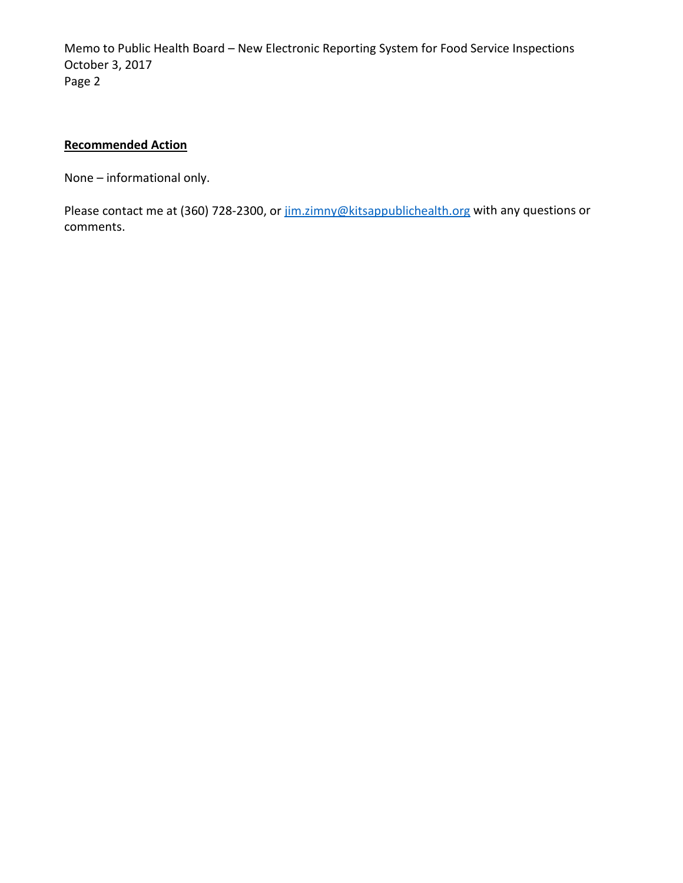**Recommended Action**

None – informational only.

Please contact me at (360) 728-2300, or jim.zimny@kitsappublichealth.org with any questions or comments.